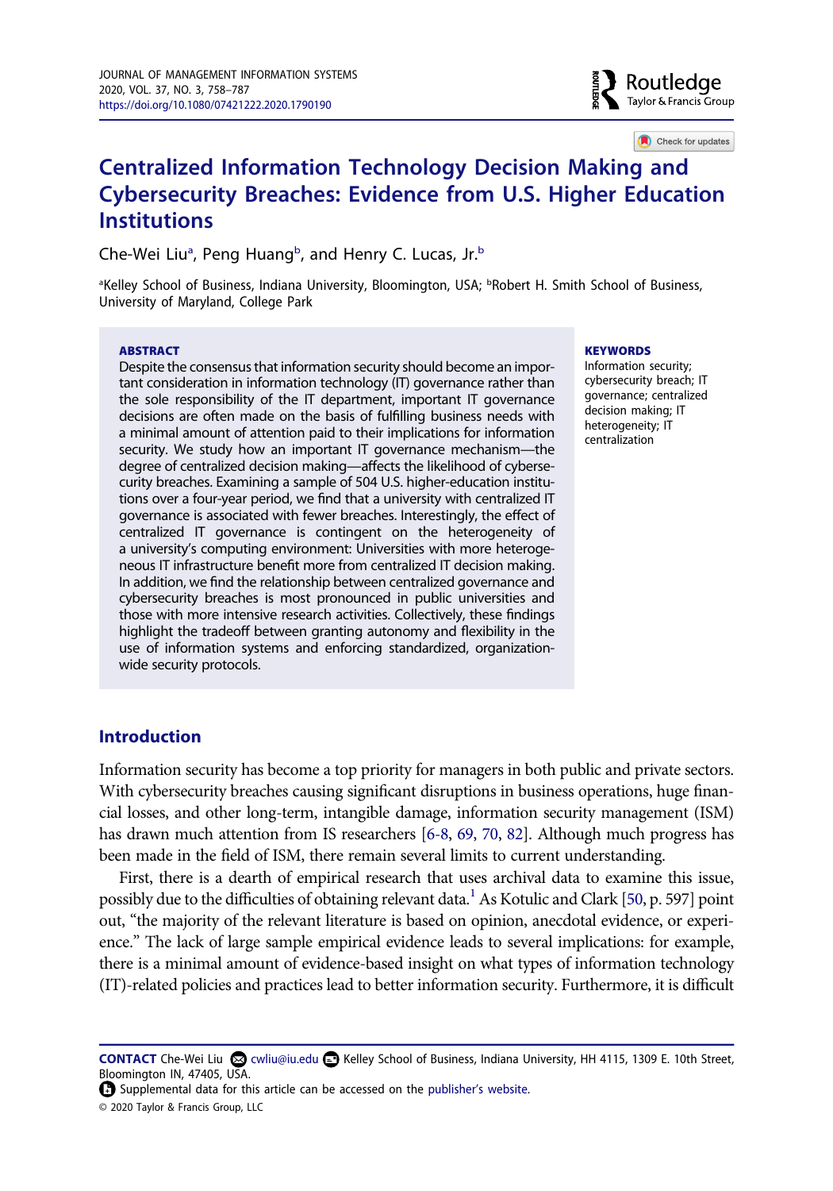# Centralized Information Technology Decision Making and Cybersecurity Breaches: Evidence from U.S. Higher Education Institutions

Che-Wei Liu[a], Peng Huang[b], and Henry C. Lucas, Jr.[b]

[a]Kelley School of Business, Indiana University, Bloomington, USA; [b]Robert H. Smith School of Business, University of Maryland, College Park

**ABSTRACT**

Despite the consensus that information security should become an important consideration in information technology (IT) governance rather than the sole responsibility of the IT department, important IT governance decisions are often made on the basis of fulfilling business needs with a minimal amount of attention paid to their implications for information security. We study how an important IT governance mechanism—the degree of centralized decision making—affects the likelihood of cybersecurity breaches. Examining a sample of 504 U.S. higher-education institutions over a four-year period, we find that a university with centralized IT governance is associated with fewer breaches. Interestingly, the effect of centralized IT governance is contingent on the heterogeneity of a university's computing environment: Universities with more heterogeneous IT infrastructure benefit more from centralized IT decision making. In addition, we find the relationship between centralized governance and cybersecurity breaches is most pronounced in public universities and those with more intensive research activities. Collectively, these findings highlight the tradeoff between granting autonomy and flexibility in the use of information systems and enforcing standardized, organization-wide security protocols.

**KEYWORDS**

Information security; cybersecurity breach; IT governance; centralized decision making; IT heterogeneity; IT centralization

## Introduction

Information security has become a top priority for managers in both public and private sectors. With cybersecurity breaches causing significant disruptions in business operations, huge financial losses, and other long-term, intangible damage, information security management (ISM) has drawn much attention from IS researchers [6-8, 69, 70, 82]. Although much progress has been made in the field of ISM, there remain several limits to current understanding.

First, there is a dearth of empirical research that uses archival data to examine this issue, possibly due to the difficulties of obtaining relevant data.[1] As Kotulic and Clark [50, p. 597] point out, "the majority of the relevant literature is based on opinion, anecdotal evidence, or experience." The lack of large sample empirical evidence leads to several implications: for example, there is a minimal amount of evidence-based insight on what types of information technology (IT)-related policies and practices lead to better information security. Furthermore, it is difficult

---

**CONTACT** Che-Wei Liu cwliu@iu.edu Kelley School of Business, Indiana University, HH 4115, 1309 E. 10th Street, Bloomington IN, 47405, USA.

Supplemental data for this article can be accessed on the publisher's website.

© 2020 Taylor & Francis Group, LLC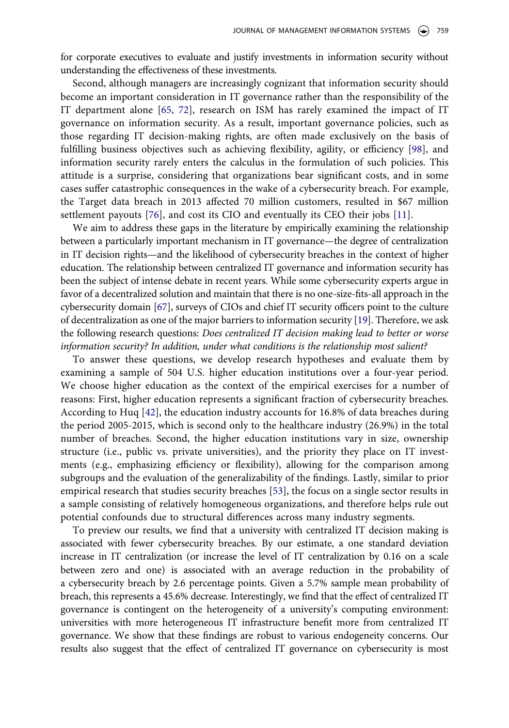for corporate executives to evaluate and justify investments in information security without understanding the effectiveness of these investments.

Second, although managers are increasingly cognizant that information security should become an important consideration in IT governance rather than the responsibility of the IT department alone [65, 72], research on ISM has rarely examined the impact of IT governance on information security. As a result, important governance policies, such as those regarding IT decision-making rights, are often made exclusively on the basis of fulfilling business objectives such as achieving flexibility, agility, or efficiency [98], and information security rarely enters the calculus in the formulation of such policies. This attitude is a surprise, considering that organizations bear significant costs, and in some cases suffer catastrophic consequences in the wake of a cybersecurity breach. For example, the Target data breach in 2013 affected 70 million customers, resulted in $67 million settlement payouts [76], and cost its CIO and eventually its CEO their jobs [11].

We aim to address these gaps in the literature by empirically examining the relationship between a particularly important mechanism in IT governance—the degree of centralization in IT decision rights—and the likelihood of cybersecurity breaches in the context of higher education. The relationship between centralized IT governance and information security has been the subject of intense debate in recent years. While some cybersecurity experts argue in favor of a decentralized solution and maintain that there is no one-size-fits-all approach in the cybersecurity domain [67], surveys of CIOs and chief IT security officers point to the culture of decentralization as one of the major barriers to information security [19]. Therefore, we ask the following research questions: *Does centralized IT decision making lead to better or worse information security? In addition, under what conditions is the relationship most salient?*

To answer these questions, we develop research hypotheses and evaluate them by examining a sample of 504 U.S. higher education institutions over a four-year period. We choose higher education as the context of the empirical exercises for a number of reasons: First, higher education represents a significant fraction of cybersecurity breaches. According to Huq [42], the education industry accounts for 16.8% of data breaches during the period 2005-2015, which is second only to the healthcare industry (26.9%) in the total number of breaches. Second, the higher education institutions vary in size, ownership structure (i.e., public vs. private universities), and the priority they place on IT investments (e.g., emphasizing efficiency or flexibility), allowing for the comparison among subgroups and the evaluation of the generalizability of the findings. Lastly, similar to prior empirical research that studies security breaches [53], the focus on a single sector results in a sample consisting of relatively homogeneous organizations, and therefore helps rule out potential confounds due to structural differences across many industry segments.

To preview our results, we find that a university with centralized IT decision making is associated with fewer cybersecurity breaches. By our estimate, a one standard deviation increase in IT centralization (or increase the level of IT centralization by 0.16 on a scale between zero and one) is associated with an average reduction in the probability of a cybersecurity breach by 2.6 percentage points. Given a 5.7% sample mean probability of breach, this represents a 45.6% decrease. Interestingly, we find that the effect of centralized IT governance is contingent on the heterogeneity of a university's computing environment: universities with more heterogeneous IT infrastructure benefit more from centralized IT governance. We show that these findings are robust to various endogeneity concerns. Our results also suggest that the effect of centralized IT governance on cybersecurity is most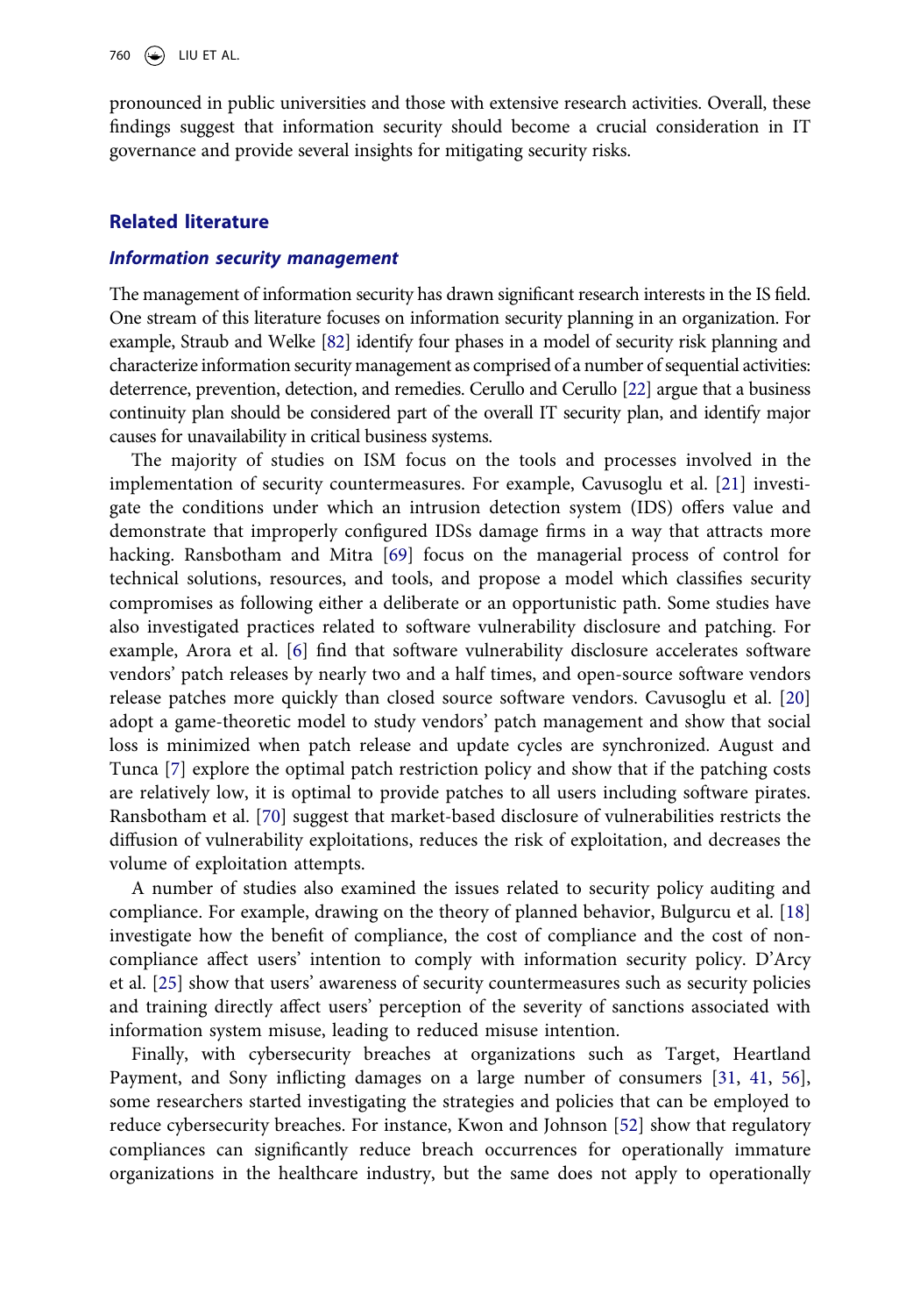pronounced in public universities and those with extensive research activities. Overall, these findings suggest that information security should become a crucial consideration in IT governance and provide several insights for mitigating security risks.

## Related literature

### *Information security management*

The management of information security has drawn significant research interests in the IS field. One stream of this literature focuses on information security planning in an organization. For example, Straub and Welke [82] identify four phases in a model of security risk planning and characterize information security management as comprised of a number of sequential activities: deterrence, prevention, detection, and remedies. Cerullo and Cerullo [22] argue that a business continuity plan should be considered part of the overall IT security plan, and identify major causes for unavailability in critical business systems.

The majority of studies on ISM focus on the tools and processes involved in the implementation of security countermeasures. For example, Cavusoglu et al. [21] investigate the conditions under which an intrusion detection system (IDS) offers value and demonstrate that improperly configured IDSs damage firms in a way that attracts more hacking. Ransbotham and Mitra [69] focus on the managerial process of control for technical solutions, resources, and tools, and propose a model which classifies security compromises as following either a deliberate or an opportunistic path. Some studies have also investigated practices related to software vulnerability disclosure and patching. For example, Arora et al. [6] find that software vulnerability disclosure accelerates software vendors' patch releases by nearly two and a half times, and open-source software vendors release patches more quickly than closed source software vendors. Cavusoglu et al. [20] adopt a game-theoretic model to study vendors' patch management and show that social loss is minimized when patch release and update cycles are synchronized. August and Tunca [7] explore the optimal patch restriction policy and show that if the patching costs are relatively low, it is optimal to provide patches to all users including software pirates. Ransbotham et al. [70] suggest that market-based disclosure of vulnerabilities restricts the diffusion of vulnerability exploitations, reduces the risk of exploitation, and decreases the volume of exploitation attempts.

A number of studies also examined the issues related to security policy auditing and compliance. For example, drawing on the theory of planned behavior, Bulgurcu et al. [18] investigate how the benefit of compliance, the cost of compliance and the cost of non-compliance affect users' intention to comply with information security policy. D'Arcy et al. [25] show that users' awareness of security countermeasures such as security policies and training directly affect users' perception of the severity of sanctions associated with information system misuse, leading to reduced misuse intention.

Finally, with cybersecurity breaches at organizations such as Target, Heartland Payment, and Sony inflicting damages on a large number of consumers [31, 41, 56], some researchers started investigating the strategies and policies that can be employed to reduce cybersecurity breaches. For instance, Kwon and Johnson [52] show that regulatory compliances can significantly reduce breach occurrences for operationally immature organizations in the healthcare industry, but the same does not apply to operationally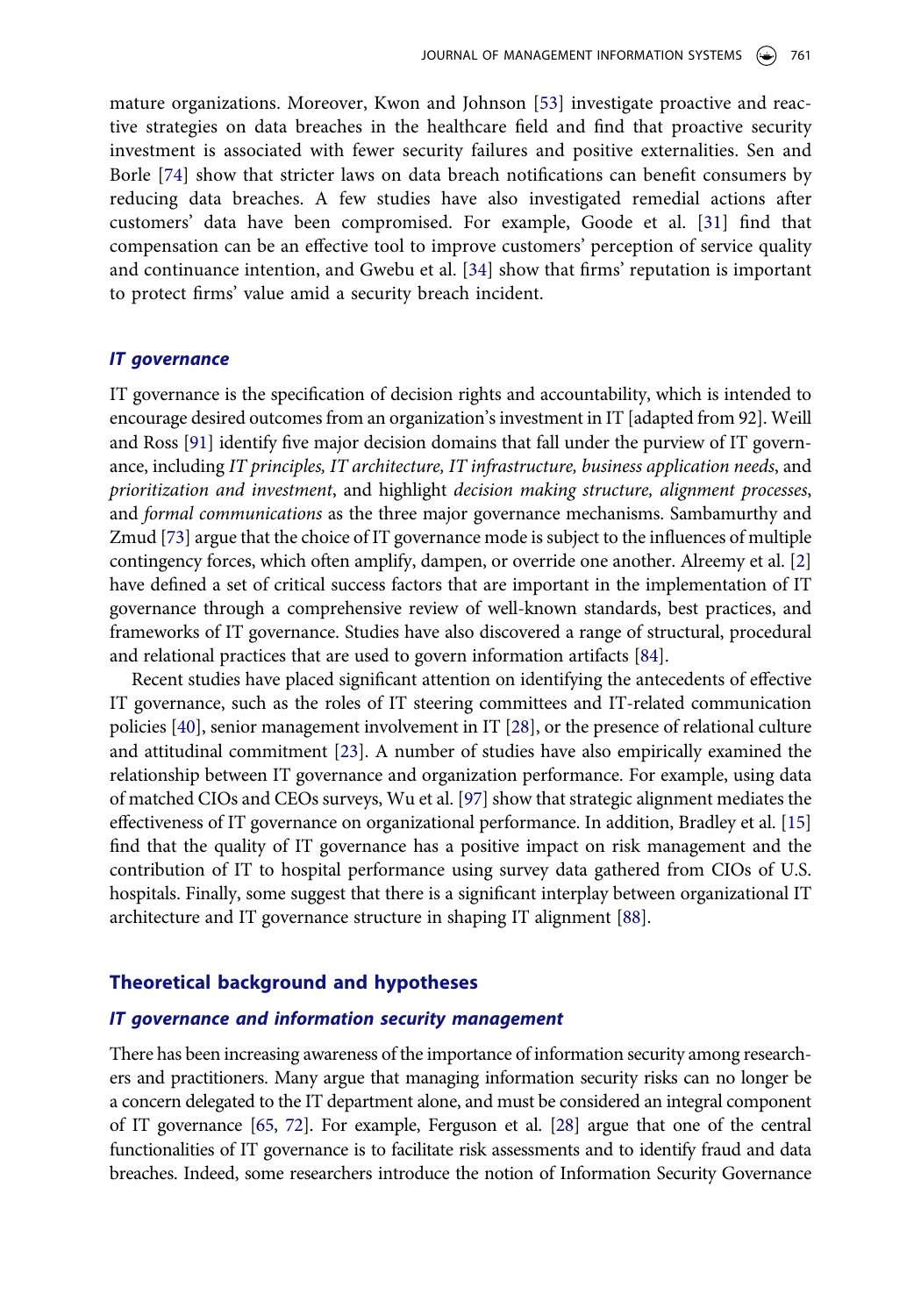mature organizations. Moreover, Kwon and Johnson [53] investigate proactive and reactive strategies on data breaches in the healthcare field and find that proactive security investment is associated with fewer security failures and positive externalities. Sen and Borle [74] show that stricter laws on data breach notifications can benefit consumers by reducing data breaches. A few studies have also investigated remedial actions after customers' data have been compromised. For example, Goode et al. [31] find that compensation can be an effective tool to improve customers' perception of service quality and continuance intention, and Gwebu et al. [34] show that firms' reputation is important to protect firms' value amid a security breach incident.

### *IT governance*

IT governance is the specification of decision rights and accountability, which is intended to encourage desired outcomes from an organization's investment in IT [adapted from 92]. Weill and Ross [91] identify five major decision domains that fall under the purview of IT governance, including *IT principles, IT architecture, IT infrastructure, business application needs*, and *prioritization and investment*, and highlight *decision making structure, alignment processes*, and *formal communications* as the three major governance mechanisms. Sambamurthy and Zmud [73] argue that the choice of IT governance mode is subject to the influences of multiple contingency forces, which often amplify, dampen, or override one another. Alreemy et al. [2] have defined a set of critical success factors that are important in the implementation of IT governance through a comprehensive review of well-known standards, best practices, and frameworks of IT governance. Studies have also discovered a range of structural, procedural and relational practices that are used to govern information artifacts [84].

Recent studies have placed significant attention on identifying the antecedents of effective IT governance, such as the roles of IT steering committees and IT-related communication policies [40], senior management involvement in IT [28], or the presence of relational culture and attitudinal commitment [23]. A number of studies have also empirically examined the relationship between IT governance and organization performance. For example, using data of matched CIOs and CEOs surveys, Wu et al. [97] show that strategic alignment mediates the effectiveness of IT governance on organizational performance. In addition, Bradley et al. [15] find that the quality of IT governance has a positive impact on risk management and the contribution of IT to hospital performance using survey data gathered from CIOs of U.S. hospitals. Finally, some suggest that there is a significant interplay between organizational IT architecture and IT governance structure in shaping IT alignment [88].

## Theoretical background and hypotheses

### *IT governance and information security management*

There has been increasing awareness of the importance of information security among researchers and practitioners. Many argue that managing information security risks can no longer be a concern delegated to the IT department alone, and must be considered an integral component of IT governance [65, 72]. For example, Ferguson et al. [28] argue that one of the central functionalities of IT governance is to facilitate risk assessments and to identify fraud and data breaches. Indeed, some researchers introduce the notion of Information Security Governance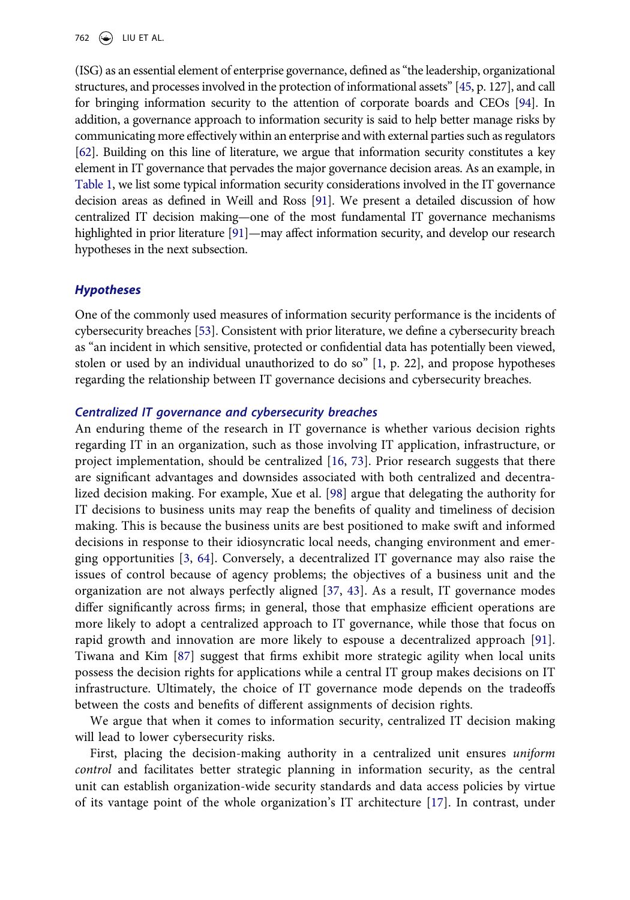(ISG) as an essential element of enterprise governance, defined as "the leadership, organizational structures, and processes involved in the protection of informational assets" [45, p. 127], and call for bringing information security to the attention of corporate boards and CEOs [94]. In addition, a governance approach to information security is said to help better manage risks by communicating more effectively within an enterprise and with external parties such as regulators [62]. Building on this line of literature, we argue that information security constitutes a key element in IT governance that pervades the major governance decision areas. As an example, in Table 1, we list some typical information security considerations involved in the IT governance decision areas as defined in Weill and Ross [91]. We present a detailed discussion of how centralized IT decision making—one of the most fundamental IT governance mechanisms highlighted in prior literature [91]—may affect information security, and develop our research hypotheses in the next subsection.

## Hypotheses

One of the commonly used measures of information security performance is the incidents of cybersecurity breaches [53]. Consistent with prior literature, we define a cybersecurity breach as "an incident in which sensitive, protected or confidential data has potentially been viewed, stolen or used by an individual unauthorized to do so" [1, p. 22], and propose hypotheses regarding the relationship between IT governance decisions and cybersecurity breaches.

### Centralized IT governance and cybersecurity breaches

An enduring theme of the research in IT governance is whether various decision rights regarding IT in an organization, such as those involving IT application, infrastructure, or project implementation, should be centralized [16, 73]. Prior research suggests that there are significant advantages and downsides associated with both centralized and decentralized decision making. For example, Xue et al. [98] argue that delegating the authority for IT decisions to business units may reap the benefits of quality and timeliness of decision making. This is because the business units are best positioned to make swift and informed decisions in response to their idiosyncratic local needs, changing environment and emerging opportunities [3, 64]. Conversely, a decentralized IT governance may also raise the issues of control because of agency problems; the objectives of a business unit and the organization are not always perfectly aligned [37, 43]. As a result, IT governance modes differ significantly across firms; in general, those that emphasize efficient operations are more likely to adopt a centralized approach to IT governance, while those that focus on rapid growth and innovation are more likely to espouse a decentralized approach [91]. Tiwana and Kim [87] suggest that firms exhibit more strategic agility when local units possess the decision rights for applications while a central IT group makes decisions on IT infrastructure. Ultimately, the choice of IT governance mode depends on the tradeoffs between the costs and benefits of different assignments of decision rights.

We argue that when it comes to information security, centralized IT decision making will lead to lower cybersecurity risks.

First, placing the decision-making authority in a centralized unit ensures *uniform control* and facilitates better strategic planning in information security, as the central unit can establish organization-wide security standards and data access policies by virtue of its vantage point of the whole organization's IT architecture [17]. In contrast, under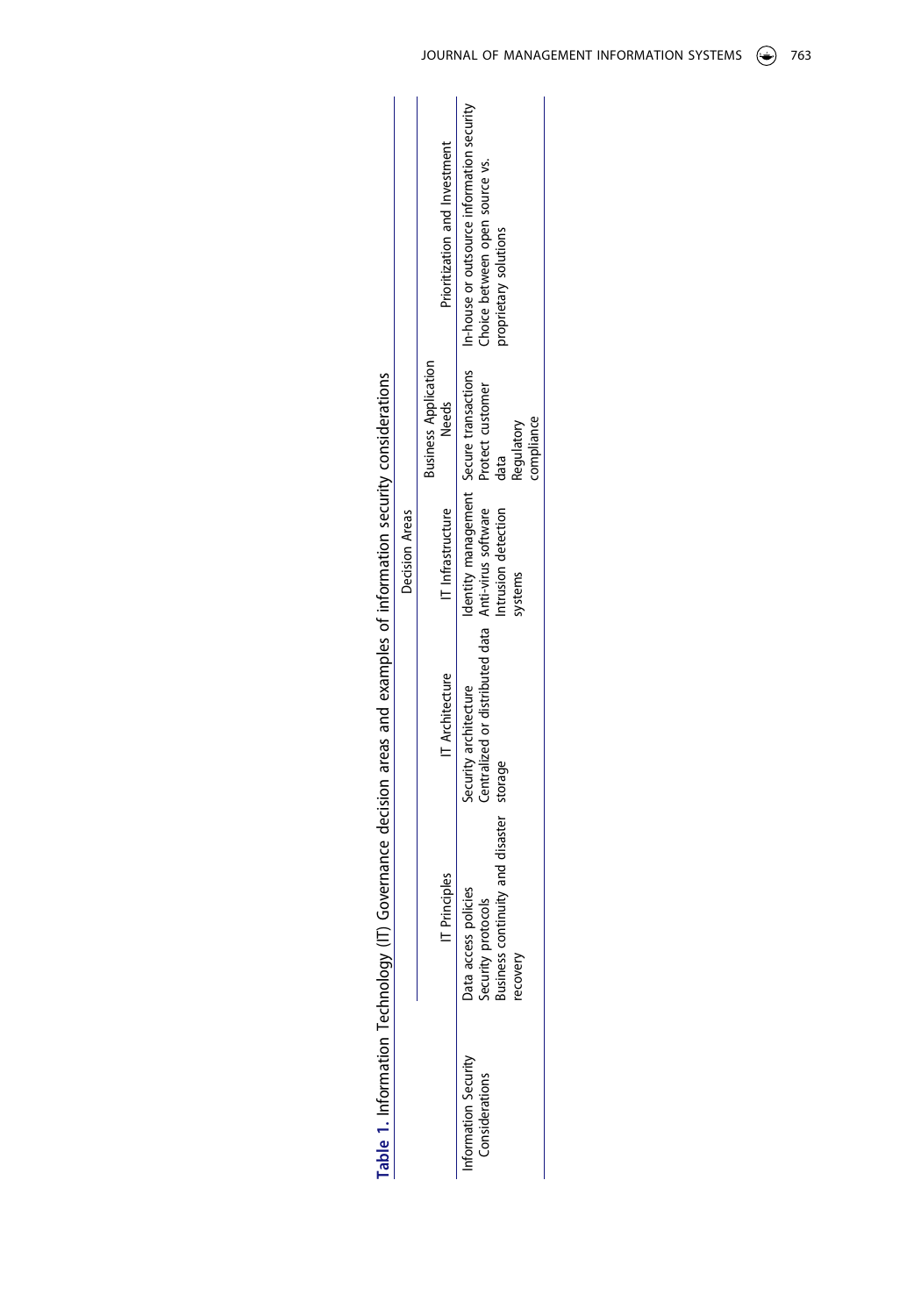**Table 1.** Information Technology (IT) Governance decision areas and examples of information security considerations

| | Decision Areas | | | | |
|---|---|---|---|---|---|
| | IT Principles | IT Architecture | IT Infrastructure | Business Application Needs | Prioritization and Investment |
| Information Security Considerations | Data access policies<br>Security protocols<br>Business continuity and disaster recovery | Security architecture<br>Centralized or distributed data storage | Identity management<br>Anti-virus software<br>Intrusion detection systems | Secure transactions<br>Protect customer data<br>Regulatory compliance | In-house or outsource information security<br>Choice between open source vs. proprietary solutions |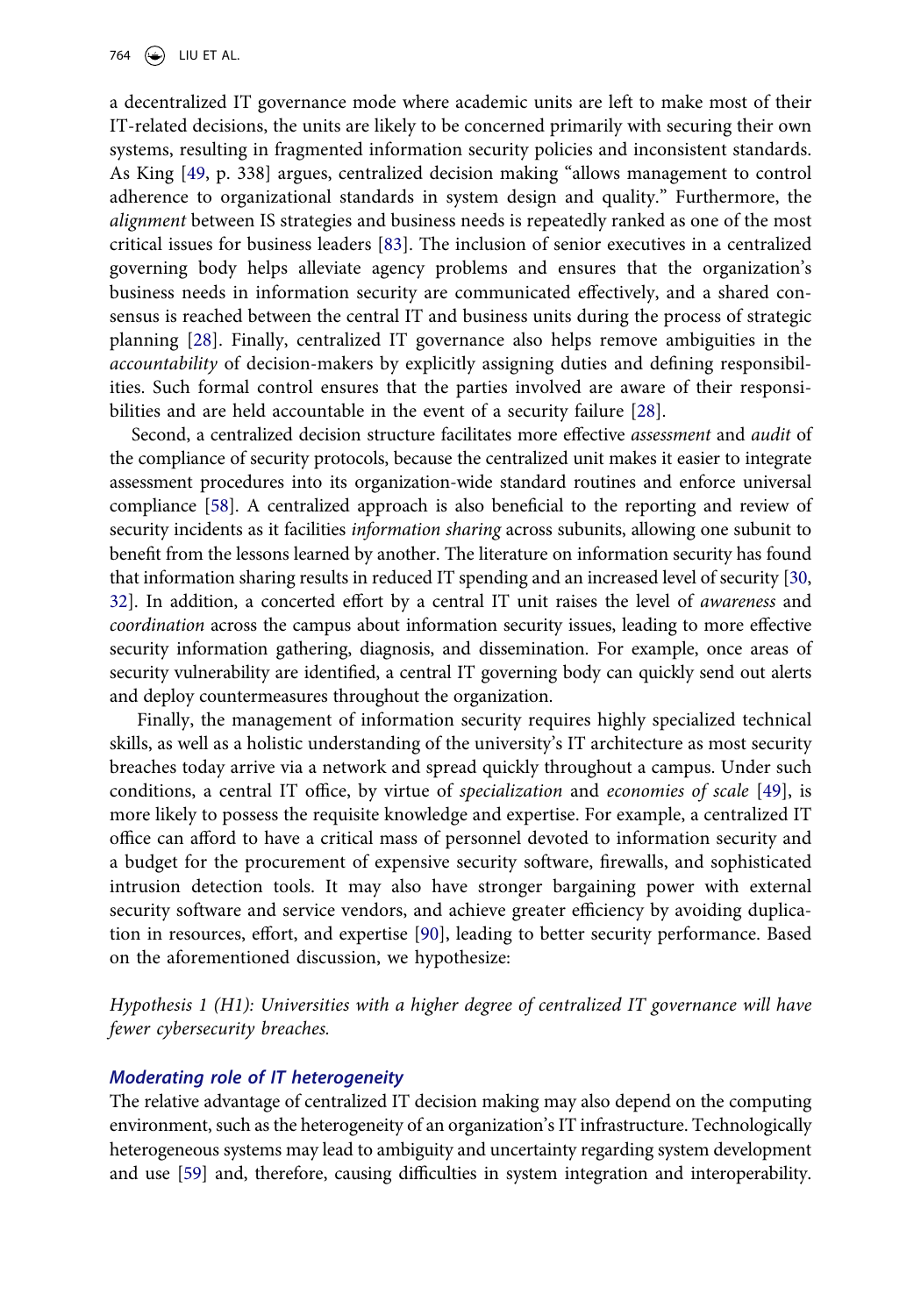a decentralized IT governance mode where academic units are left to make most of their IT-related decisions, the units are likely to be concerned primarily with securing their own systems, resulting in fragmented information security policies and inconsistent standards. As King [49, p. 338] argues, centralized decision making "allows management to control adherence to organizational standards in system design and quality." Furthermore, the *alignment* between IS strategies and business needs is repeatedly ranked as one of the most critical issues for business leaders [83]. The inclusion of senior executives in a centralized governing body helps alleviate agency problems and ensures that the organization's business needs in information security are communicated effectively, and a shared consensus is reached between the central IT and business units during the process of strategic planning [28]. Finally, centralized IT governance also helps remove ambiguities in the *accountability* of decision-makers by explicitly assigning duties and defining responsibilities. Such formal control ensures that the parties involved are aware of their responsibilities and are held accountable in the event of a security failure [28].

Second, a centralized decision structure facilitates more effective *assessment* and *audit* of the compliance of security protocols, because the centralized unit makes it easier to integrate assessment procedures into its organization-wide standard routines and enforce universal compliance [58]. A centralized approach is also beneficial to the reporting and review of security incidents as it facilities *information sharing* across subunits, allowing one subunit to benefit from the lessons learned by another. The literature on information security has found that information sharing results in reduced IT spending and an increased level of security [30, 32]. In addition, a concerted effort by a central IT unit raises the level of *awareness* and *coordination* across the campus about information security issues, leading to more effective security information gathering, diagnosis, and dissemination. For example, once areas of security vulnerability are identified, a central IT governing body can quickly send out alerts and deploy countermeasures throughout the organization.

Finally, the management of information security requires highly specialized technical skills, as well as a holistic understanding of the university's IT architecture as most security breaches today arrive via a network and spread quickly throughout a campus. Under such conditions, a central IT office, by virtue of *specialization* and *economies of scale* [49], is more likely to possess the requisite knowledge and expertise. For example, a centralized IT office can afford to have a critical mass of personnel devoted to information security and a budget for the procurement of expensive security software, firewalls, and sophisticated intrusion detection tools. It may also have stronger bargaining power with external security software and service vendors, and achieve greater efficiency by avoiding duplication in resources, effort, and expertise [90], leading to better security performance. Based on the aforementioned discussion, we hypothesize:

*Hypothesis 1 (H1): Universities with a higher degree of centralized IT governance will have fewer cybersecurity breaches.*

### *Moderating role of IT heterogeneity*

The relative advantage of centralized IT decision making may also depend on the computing environment, such as the heterogeneity of an organization's IT infrastructure. Technologically heterogeneous systems may lead to ambiguity and uncertainty regarding system development and use [59] and, therefore, causing difficulties in system integration and interoperability.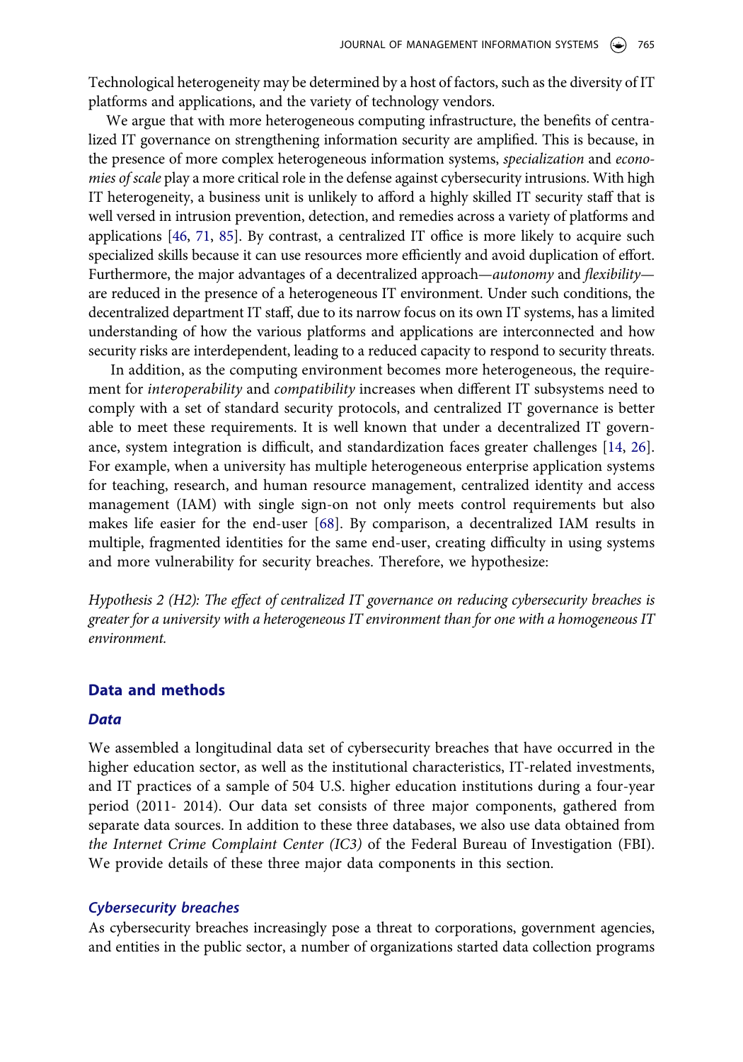Technological heterogeneity may be determined by a host of factors, such as the diversity of IT platforms and applications, and the variety of technology vendors.

We argue that with more heterogeneous computing infrastructure, the benefits of centralized IT governance on strengthening information security are amplified. This is because, in the presence of more complex heterogeneous information systems, *specialization* and *economies of scale* play a more critical role in the defense against cybersecurity intrusions. With high IT heterogeneity, a business unit is unlikely to afford a highly skilled IT security staff that is well versed in intrusion prevention, detection, and remedies across a variety of platforms and applications [46, 71, 85]. By contrast, a centralized IT office is more likely to acquire such specialized skills because it can use resources more efficiently and avoid duplication of effort. Furthermore, the major advantages of a decentralized approach—*autonomy* and *flexibility*—are reduced in the presence of a heterogeneous IT environment. Under such conditions, the decentralized department IT staff, due to its narrow focus on its own IT systems, has a limited understanding of how the various platforms and applications are interconnected and how security risks are interdependent, leading to a reduced capacity to respond to security threats.

In addition, as the computing environment becomes more heterogeneous, the requirement for *interoperability* and *compatibility* increases when different IT subsystems need to comply with a set of standard security protocols, and centralized IT governance is better able to meet these requirements. It is well known that under a decentralized IT governance, system integration is difficult, and standardization faces greater challenges [14, 26]. For example, when a university has multiple heterogeneous enterprise application systems for teaching, research, and human resource management, centralized identity and access management (IAM) with single sign-on not only meets control requirements but also makes life easier for the end-user [68]. By comparison, a decentralized IAM results in multiple, fragmented identities for the same end-user, creating difficulty in using systems and more vulnerability for security breaches. Therefore, we hypothesize:

*Hypothesis 2 (H2): The effect of centralized IT governance on reducing cybersecurity breaches is greater for a university with a heterogeneous IT environment than for one with a homogeneous IT environment.*

## Data and methods

### Data

We assembled a longitudinal data set of cybersecurity breaches that have occurred in the higher education sector, as well as the institutional characteristics, IT-related investments, and IT practices of a sample of 504 U.S. higher education institutions during a four-year period (2011- 2014). Our data set consists of three major components, gathered from separate data sources. In addition to these three databases, we also use data obtained from *the Internet Crime Complaint Center (IC3)* of the Federal Bureau of Investigation (FBI). We provide details of these three major data components in this section.

### Cybersecurity breaches

As cybersecurity breaches increasingly pose a threat to corporations, government agencies, and entities in the public sector, a number of organizations started data collection programs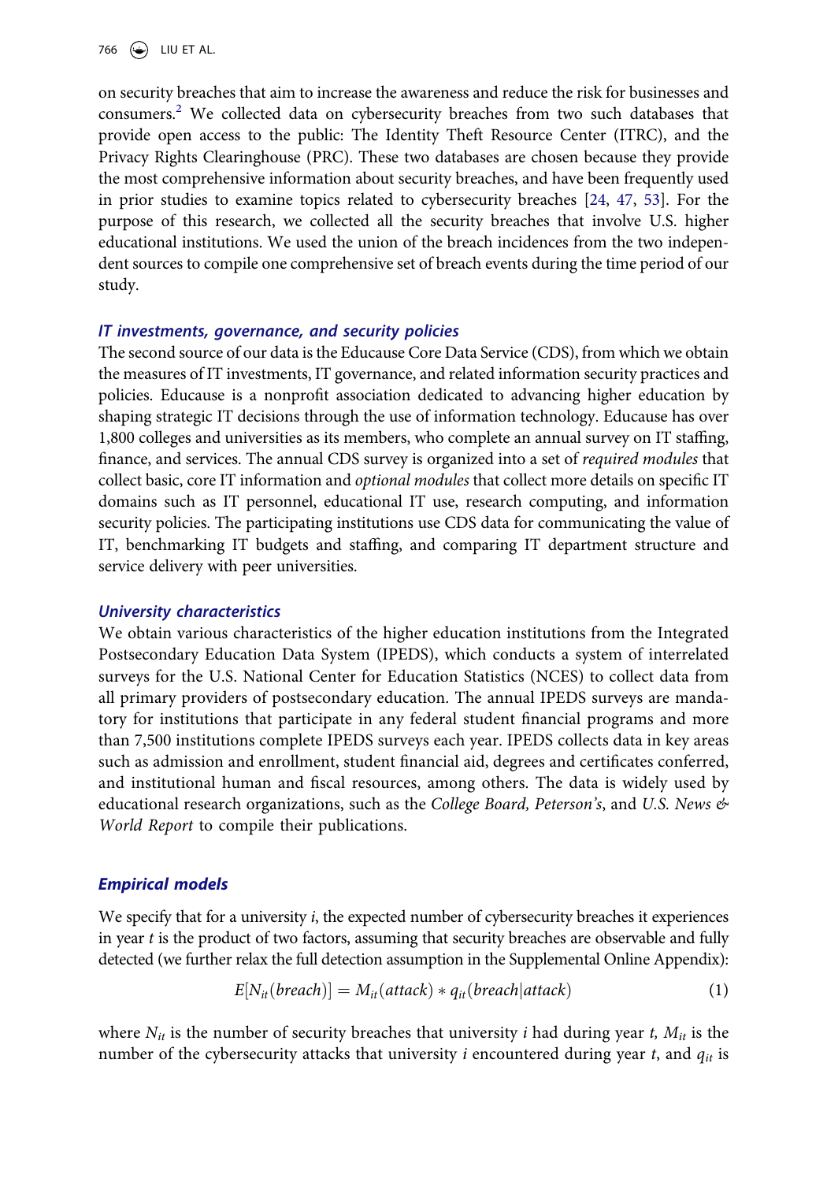on security breaches that aim to increase the awareness and reduce the risk for businesses and consumers.[2] We collected data on cybersecurity breaches from two such databases that provide open access to the public: The Identity Theft Resource Center (ITRC), and the Privacy Rights Clearinghouse (PRC). These two databases are chosen because they provide the most comprehensive information about security breaches, and have been frequently used in prior studies to examine topics related to cybersecurity breaches [24, 47, 53]. For the purpose of this research, we collected all the security breaches that involve U.S. higher educational institutions. We used the union of the breach incidences from the two independent sources to compile one comprehensive set of breach events during the time period of our study.

### *IT investments, governance, and security policies*

The second source of our data is the Educause Core Data Service (CDS), from which we obtain the measures of IT investments, IT governance, and related information security practices and policies. Educause is a nonprofit association dedicated to advancing higher education by shaping strategic IT decisions through the use of information technology. Educause has over 1,800 colleges and universities as its members, who complete an annual survey on IT staffing, finance, and services. The annual CDS survey is organized into a set of *required modules* that collect basic, core IT information and *optional modules* that collect more details on specific IT domains such as IT personnel, educational IT use, research computing, and information security policies. The participating institutions use CDS data for communicating the value of IT, benchmarking IT budgets and staffing, and comparing IT department structure and service delivery with peer universities.

### *University characteristics*

We obtain various characteristics of the higher education institutions from the Integrated Postsecondary Education Data System (IPEDS), which conducts a system of interrelated surveys for the U.S. National Center for Education Statistics (NCES) to collect data from all primary providers of postsecondary education. The annual IPEDS surveys are mandatory for institutions that participate in any federal student financial programs and more than 7,500 institutions complete IPEDS surveys each year. IPEDS collects data in key areas such as admission and enrollment, student financial aid, degrees and certificates conferred, and institutional human and fiscal resources, among others. The data is widely used by educational research organizations, such as the *College Board, Peterson's*, and *U.S. News & World Report* to compile their publications.

## *Empirical models*

We specify that for a university $i$, the expected number of cybersecurity breaches it experiences in year $t$ is the product of two factors, assuming that security breaches are observable and fully detected (we further relax the full detection assumption in the Supplemental Online Appendix):

$$E[N_{it}(breach)] = M_{it}(attack) * q_{it}(breach|attack) \tag{1}$$

where $N_{it}$ is the number of security breaches that university $i$ had during year $t$, $M_{it}$ is the number of the cybersecurity attacks that university $i$ encountered during year $t$, and $q_{it}$ is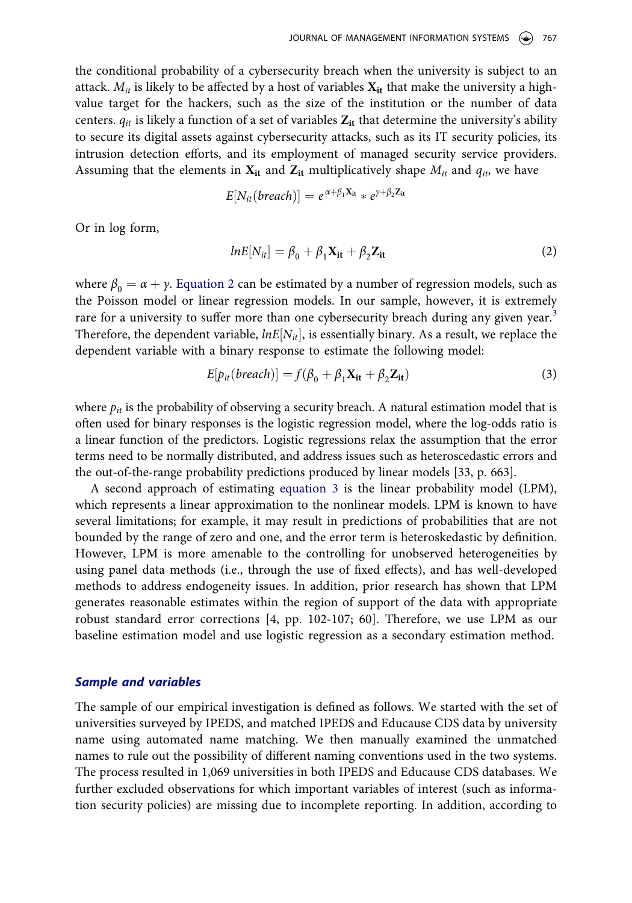the conditional probability of a cybersecurity breach when the university is subject to an attack. $M_{it}$ is likely to be affected by a host of variables $\mathbf{X_{it}}$ that make the university a high-value target for the hackers, such as the size of the institution or the number of data centers. $q_{it}$ is likely a function of a set of variables $\mathbf{Z_{it}}$ that determine the university's ability to secure its digital assets against cybersecurity attacks, such as its IT security policies, its intrusion detection efforts, and its employment of managed security service providers. Assuming that the elements in $\mathbf{X_{it}}$ and $\mathbf{Z_{it}}$ multiplicatively shape $M_{it}$ and $q_{it}$, we have

$$E[N_{it}(breach)] = e^{\alpha+\beta_1\mathbf{X_{it}}} * e^{\gamma+\beta_2\mathbf{Z_{it}}}$$

Or in log form,

$$lnE[N_{it}] = \beta_0 + \beta_1\mathbf{X_{it}} + \beta_2\mathbf{Z_{it}} \tag{2}$$

where $\beta_0 = \alpha + \gamma$. Equation 2 can be estimated by a number of regression models, such as the Poisson model or linear regression models. In our sample, however, it is extremely rare for a university to suffer more than one cybersecurity breach during any given year.[3] Therefore, the dependent variable, $lnE[N_{it}]$, is essentially binary. As a result, we replace the dependent variable with a binary response to estimate the following model:

$$E[p_{it}(breach)] = f(\beta_0 + \beta_1\mathbf{X_{it}} + \beta_2\mathbf{Z_{it}}) \tag{3}$$

where $p_{it}$ is the probability of observing a security breach. A natural estimation model that is often used for binary responses is the logistic regression model, where the log-odds ratio is a linear function of the predictors. Logistic regressions relax the assumption that the error terms need to be normally distributed, and address issues such as heteroscedastic errors and the out-of-the-range probability predictions produced by linear models [33, p. 663].

A second approach of estimating equation 3 is the linear probability model (LPM), which represents a linear approximation to the nonlinear models. LPM is known to have several limitations; for example, it may result in predictions of probabilities that are not bounded by the range of zero and one, and the error term is heteroskedastic by definition. However, LPM is more amenable to the controlling for unobserved heterogeneities by using panel data methods (i.e., through the use of fixed effects), and has well-developed methods to address endogeneity issues. In addition, prior research has shown that LPM generates reasonable estimates within the region of support of the data with appropriate robust standard error corrections [4, pp. 102-107; 60]. Therefore, we use LPM as our baseline estimation model and use logistic regression as a secondary estimation method.

### *Sample and variables*

The sample of our empirical investigation is defined as follows. We started with the set of universities surveyed by IPEDS, and matched IPEDS and Educause CDS data by university name using automated name matching. We then manually examined the unmatched names to rule out the possibility of different naming conventions used in the two systems. The process resulted in 1,069 universities in both IPEDS and Educause CDS databases. We further excluded observations for which important variables of interest (such as information security policies) are missing due to incomplete reporting. In addition, according to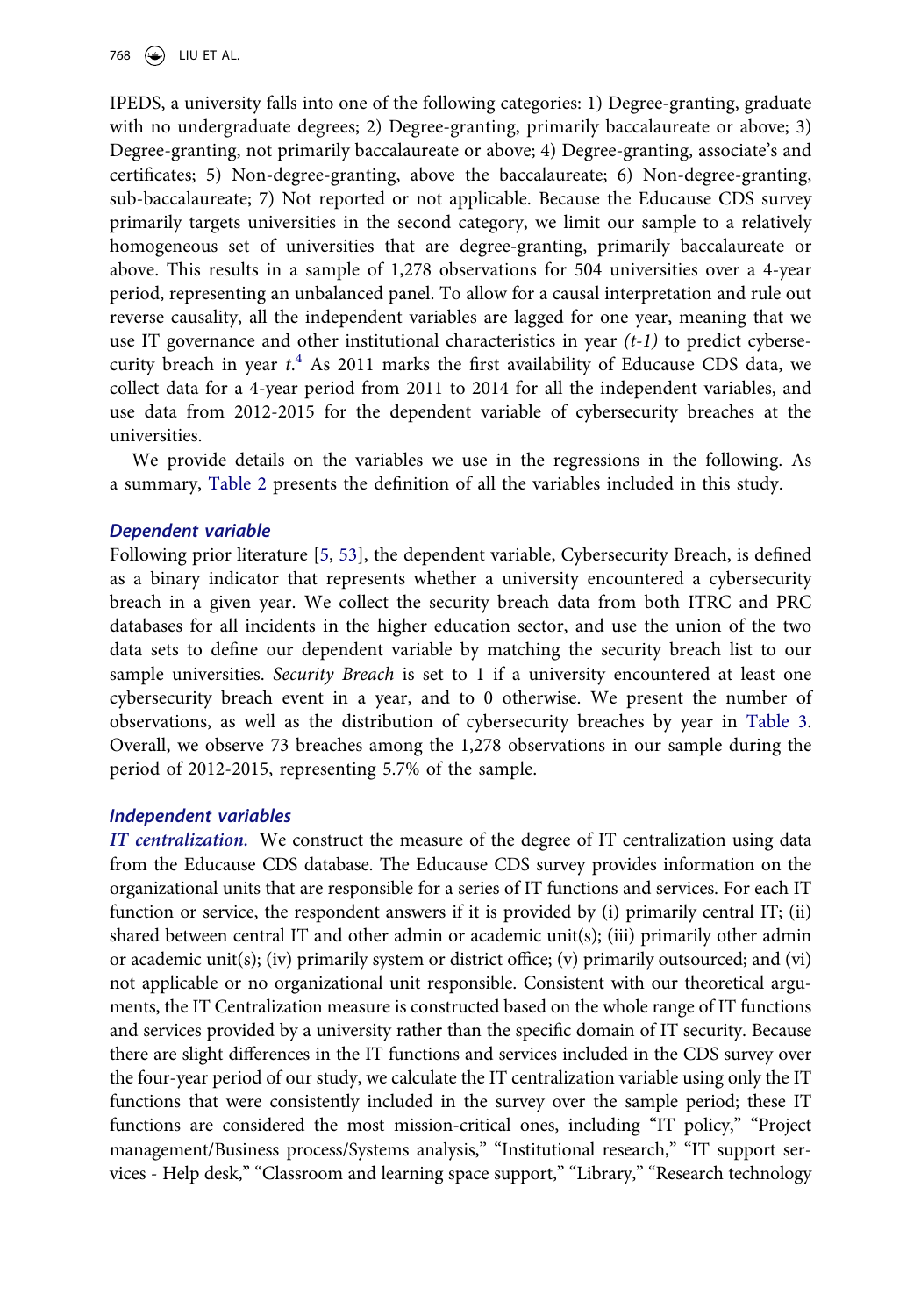IPEDS, a university falls into one of the following categories: 1) Degree-granting, graduate with no undergraduate degrees; 2) Degree-granting, primarily baccalaureate or above; 3) Degree-granting, not primarily baccalaureate or above; 4) Degree-granting, associate's and certificates; 5) Non-degree-granting, above the baccalaureate; 6) Non-degree-granting, sub-baccalaureate; 7) Not reported or not applicable. Because the Educause CDS survey primarily targets universities in the second category, we limit our sample to a relatively homogeneous set of universities that are degree-granting, primarily baccalaureate or above. This results in a sample of 1,278 observations for 504 universities over a 4-year period, representing an unbalanced panel. To allow for a causal interpretation and rule out reverse causality, all the independent variables are lagged for one year, meaning that we use IT governance and other institutional characteristics in year *(t-1)* to predict cybersecurity breach in year *t*.[4] As 2011 marks the first availability of Educause CDS data, we collect data for a 4-year period from 2011 to 2014 for all the independent variables, and use data from 2012-2015 for the dependent variable of cybersecurity breaches at the universities.

We provide details on the variables we use in the regressions in the following. As a summary, Table 2 presents the definition of all the variables included in this study.

### *Dependent variable*

Following prior literature [5, 53], the dependent variable, Cybersecurity Breach, is defined as a binary indicator that represents whether a university encountered a cybersecurity breach in a given year. We collect the security breach data from both ITRC and PRC databases for all incidents in the higher education sector, and use the union of the two data sets to define our dependent variable by matching the security breach list to our sample universities. *Security Breach* is set to 1 if a university encountered at least one cybersecurity breach event in a year, and to 0 otherwise. We present the number of observations, as well as the distribution of cybersecurity breaches by year in Table 3. Overall, we observe 73 breaches among the 1,278 observations in our sample during the period of 2012-2015, representing 5.7% of the sample.

### *Independent variables*

***IT centralization.*** We construct the measure of the degree of IT centralization using data from the Educause CDS database. The Educause CDS survey provides information on the organizational units that are responsible for a series of IT functions and services. For each IT function or service, the respondent answers if it is provided by (i) primarily central IT; (ii) shared between central IT and other admin or academic unit(s); (iii) primarily other admin or academic unit(s); (iv) primarily system or district office; (v) primarily outsourced; and (vi) not applicable or no organizational unit responsible. Consistent with our theoretical arguments, the IT Centralization measure is constructed based on the whole range of IT functions and services provided by a university rather than the specific domain of IT security. Because there are slight differences in the IT functions and services included in the CDS survey over the four-year period of our study, we calculate the IT centralization variable using only the IT functions that were consistently included in the survey over the sample period; these IT functions are considered the most mission-critical ones, including "IT policy," "Project management/Business process/Systems analysis," "Institutional research," "IT support services - Help desk," "Classroom and learning space support," "Library," "Research technology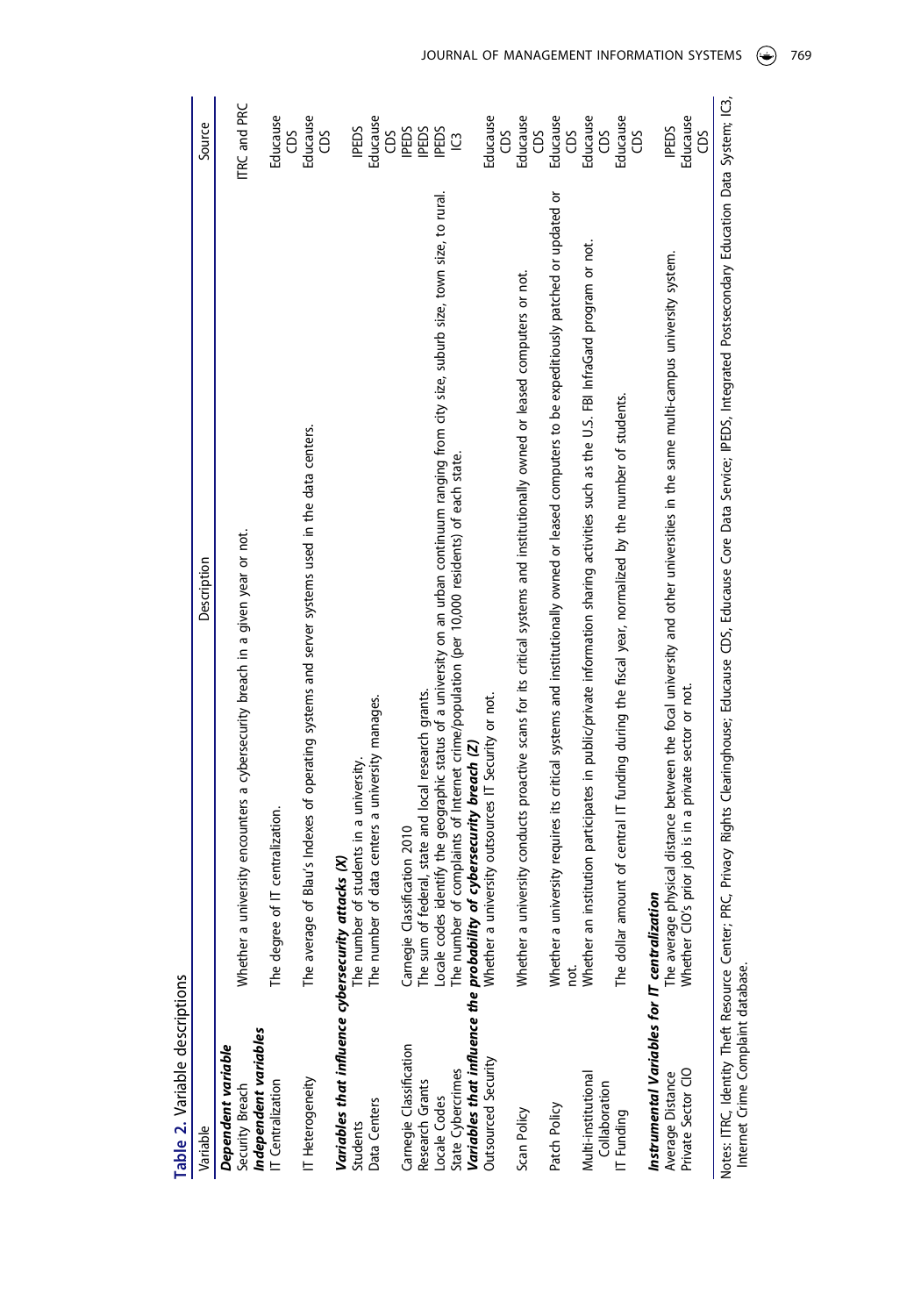**Table 2.** Variable descriptions

| Variable | Description | Source |
| --- | --- | --- |
| ***Dependent variable*** | | |
| Security Breach | Whether a university encounters a cybersecurity breach in a given year or not. | ITRC and PRC |
| ***Independent variables*** | | |
| IT Centralization | The degree of IT centralization. | Educause CDS |
| IT Heterogeneity | The average of Blau's Indexes of operating systems and server systems used in the data centers. | Educause CDS |
| ***Variables that influence cybersecurity attacks (X)*** | | |
| Students | The number of students in a university. | IPEDS |
| Data Centers | The number of data centers a university manages. | Educause CDS |
| Carnegie Classification | Carnegie Classification 2010 | IPEDS |
| Research Grants | The sum of federal, state and local research grants. | IPEDS |
| Locale Codes | Locale codes identify the geographic status of a university on an urban continuum ranging from city size, suburb size, town size, to rural. | IPEDS |
| State Cybercrimes | The number of complaints of Internet crime/population (per 10,000 residents) of each state. | IC3 |
| ***Variables that influence the probability of cybersecurity breach (Z)*** | | |
| Outsourced Security | Whether a university outsources IT Security or not. | Educause CDS |
| Scan Policy | Whether a university conducts proactive scans for its critical systems and institutionally owned or leased computers or not. | Educause CDS |
| Patch Policy | Whether a university requires its critical systems and institutionally owned or leased computers to be expeditiously patched or updated or not. | Educause CDS |
| Multi-institutional Collaboration | Whether an institution participates in public/private information sharing activities such as the U.S. FBI InfraGard program or not. | Educause CDS |
| IT Funding | The dollar amount of central IT funding during the fiscal year, normalized by the number of students. | Educause CDS |
| ***Instrumental Variables for IT centralization*** | | |
| Average Distance | The average physical distance between the focal university and other universities in the same multi-campus university system. | IPEDS |
| Private Sector CIO | Whether CIO's prior job is in a private sector or not. | Educause CDS |

Notes: ITRC, Identity Theft Resource Center; PRC, Privacy Rights Clearinghouse; Educause CDS, Educause Core Data Service; IPEDS, Integrated Postsecondary Education Data System; IC3, Internet Crime Complaint database.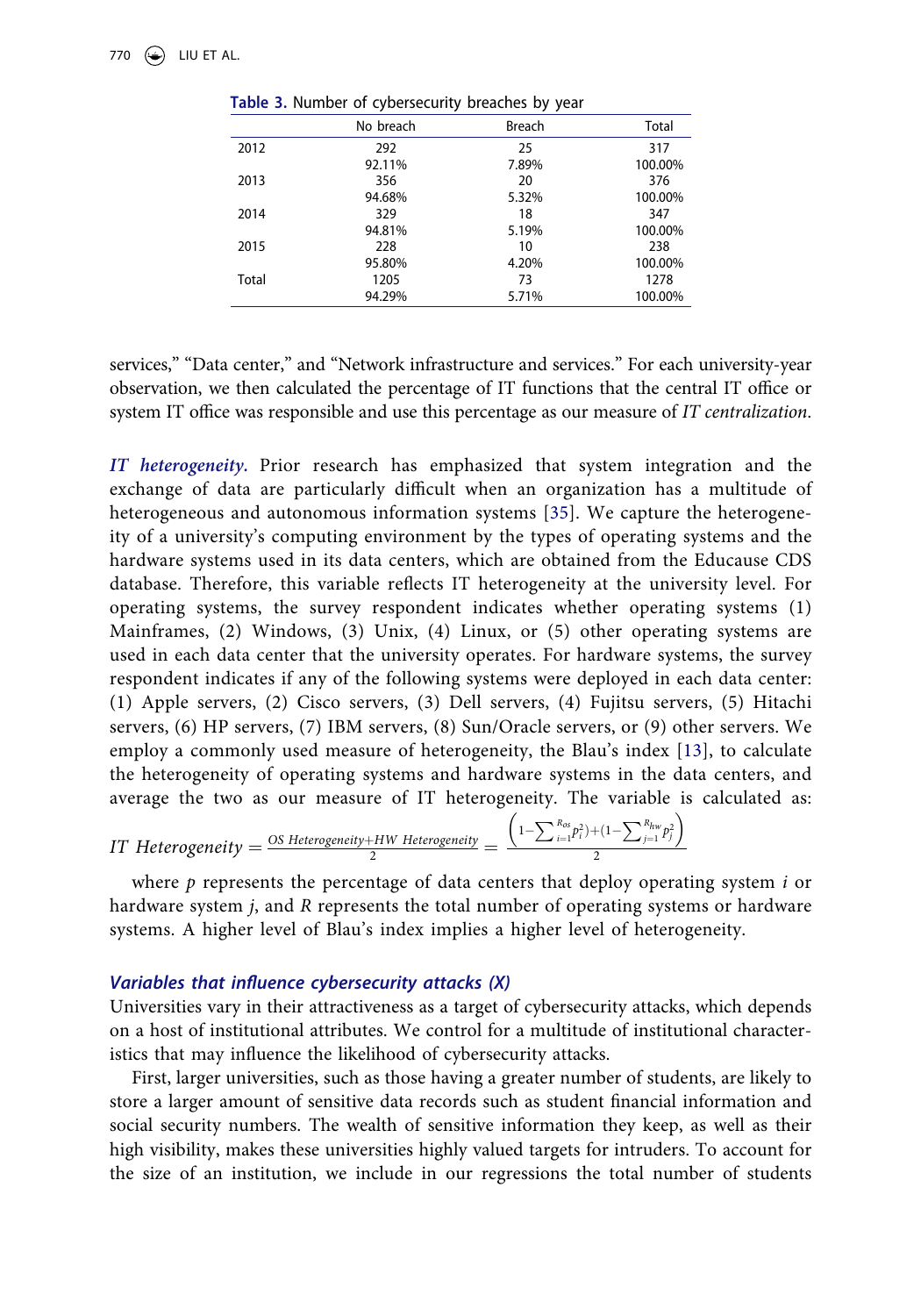Table 3. Number of cybersecurity breaches by year

| | No breach | Breach | Total |
|---|---|---|---|
| 2012 | 292 | 25 | 317 |
| | 92.11% | 7.89% | 100.00% |
| 2013 | 356 | 20 | 376 |
| | 94.68% | 5.32% | 100.00% |
| 2014 | 329 | 18 | 347 |
| | 94.81% | 5.19% | 100.00% |
| 2015 | 228 | 10 | 238 |
| | 95.80% | 4.20% | 100.00% |
| Total | 1205 | 73 | 1278 |
| | 94.29% | 5.71% | 100.00% |

services," "Data center," and "Network infrastructure and services." For each university-year observation, we then calculated the percentage of IT functions that the central IT office or system IT office was responsible and use this percentage as our measure of *IT centralization*.

***IT heterogeneity.*** Prior research has emphasized that system integration and the exchange of data are particularly difficult when an organization has a multitude of heterogeneous and autonomous information systems [35]. We capture the heterogeneity of a university's computing environment by the types of operating systems and the hardware systems used in its data centers, which are obtained from the Educause CDS database. Therefore, this variable reflects IT heterogeneity at the university level. For operating systems, the survey respondent indicates whether operating systems (1) Mainframes, (2) Windows, (3) Unix, (4) Linux, or (5) other operating systems are used in each data center that the university operates. For hardware systems, the survey respondent indicates if any of the following systems were deployed in each data center: (1) Apple servers, (2) Cisco servers, (3) Dell servers, (4) Fujitsu servers, (5) Hitachi servers, (6) HP servers, (7) IBM servers, (8) Sun/Oracle servers, or (9) other servers. We employ a commonly used measure of heterogeneity, the Blau's index [13], to calculate the heterogeneity of operating systems and hardware systems in the data centers, and average the two as our measure of IT heterogeneity. The variable is calculated as:

$$IT\ Heterogeneity = \frac{OS\ Heterogeneity + HW\ Heterogeneity}{2} = \frac{\left(1 - \sum_{i=1}^{R_{os}} p_i^2\right) + \left(1 - \sum_{j=1}^{R_{hw}} p_j^2\right)}{2}$$

where $p$ represents the percentage of data centers that deploy operating system $i$ or hardware system $j$, and $R$ represents the total number of operating systems or hardware systems. A higher level of Blau's index implies a higher level of heterogeneity.

### *Variables that influence cybersecurity attacks (X)*

Universities vary in their attractiveness as a target of cybersecurity attacks, which depends on a host of institutional attributes. We control for a multitude of institutional characteristics that may influence the likelihood of cybersecurity attacks.

First, larger universities, such as those having a greater number of students, are likely to store a larger amount of sensitive data records such as student financial information and social security numbers. The wealth of sensitive information they keep, as well as their high visibility, makes these universities highly valued targets for intruders. To account for the size of an institution, we include in our regressions the total number of students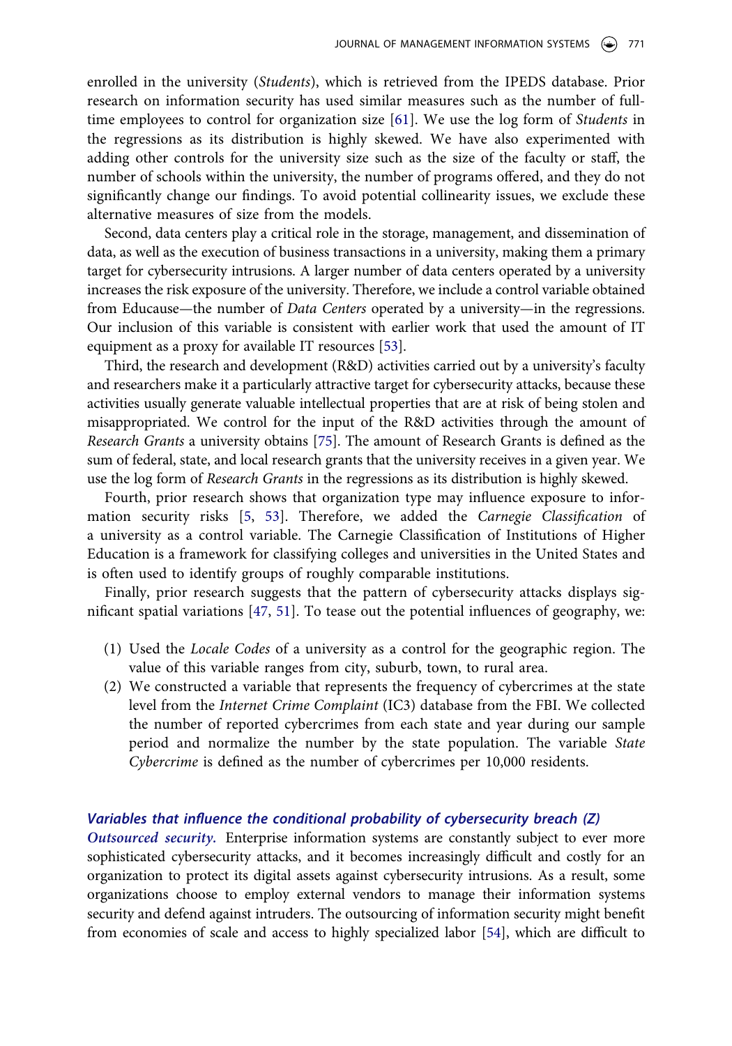enrolled in the university (*Students*), which is retrieved from the IPEDS database. Prior research on information security has used similar measures such as the number of full-time employees to control for organization size [61]. We use the log form of *Students* in the regressions as its distribution is highly skewed. We have also experimented with adding other controls for the university size such as the size of the faculty or staff, the number of schools within the university, the number of programs offered, and they do not significantly change our findings. To avoid potential collinearity issues, we exclude these alternative measures of size from the models.

Second, data centers play a critical role in the storage, management, and dissemination of data, as well as the execution of business transactions in a university, making them a primary target for cybersecurity intrusions. A larger number of data centers operated by a university increases the risk exposure of the university. Therefore, we include a control variable obtained from Educause—the number of *Data Centers* operated by a university—in the regressions. Our inclusion of this variable is consistent with earlier work that used the amount of IT equipment as a proxy for available IT resources [53].

Third, the research and development (R&D) activities carried out by a university's faculty and researchers make it a particularly attractive target for cybersecurity attacks, because these activities usually generate valuable intellectual properties that are at risk of being stolen and misappropriated. We control for the input of the R&D activities through the amount of *Research Grants* a university obtains [75]. The amount of Research Grants is defined as the sum of federal, state, and local research grants that the university receives in a given year. We use the log form of *Research Grants* in the regressions as its distribution is highly skewed.

Fourth, prior research shows that organization type may influence exposure to information security risks [5, 53]. Therefore, we added the *Carnegie Classification* of a university as a control variable. The Carnegie Classification of Institutions of Higher Education is a framework for classifying colleges and universities in the United States and is often used to identify groups of roughly comparable institutions.

Finally, prior research suggests that the pattern of cybersecurity attacks displays significant spatial variations [47, 51]. To tease out the potential influences of geography, we:

(1) Used the *Locale Codes* of a university as a control for the geographic region. The value of this variable ranges from city, suburb, town, to rural area.
(2) We constructed a variable that represents the frequency of cybercrimes at the state level from the *Internet Crime Complaint* (IC3) database from the FBI. We collected the number of reported cybercrimes from each state and year during our sample period and normalize the number by the state population. The variable *State Cybercrime* is defined as the number of cybercrimes per 10,000 residents.

### *Variables that influence the conditional probability of cybersecurity breach (Z)*

***Outsourced security.*** Enterprise information systems are constantly subject to ever more sophisticated cybersecurity attacks, and it becomes increasingly difficult and costly for an organization to protect its digital assets against cybersecurity intrusions. As a result, some organizations choose to employ external vendors to manage their information systems security and defend against intruders. The outsourcing of information security might benefit from economies of scale and access to highly specialized labor [54], which are difficult to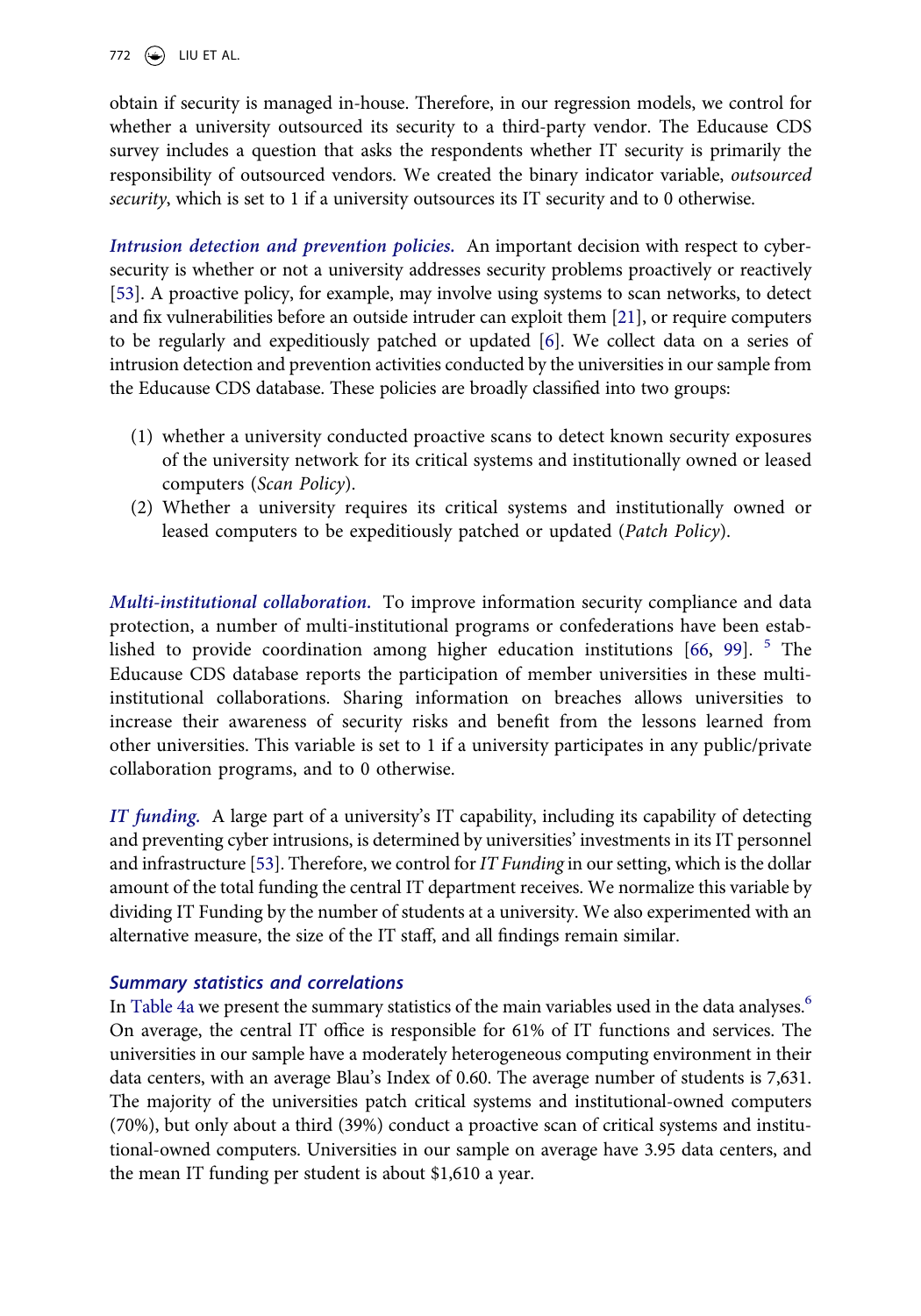obtain if security is managed in-house. Therefore, in our regression models, we control for whether a university outsourced its security to a third-party vendor. The Educause CDS survey includes a question that asks the respondents whether IT security is primarily the responsibility of outsourced vendors. We created the binary indicator variable, *outsourced security*, which is set to 1 if a university outsources its IT security and to 0 otherwise.

***Intrusion detection and prevention policies.*** An important decision with respect to cybersecurity is whether or not a university addresses security problems proactively or reactively [53]. A proactive policy, for example, may involve using systems to scan networks, to detect and fix vulnerabilities before an outside intruder can exploit them [21], or require computers to be regularly and expeditiously patched or updated [6]. We collect data on a series of intrusion detection and prevention activities conducted by the universities in our sample from the Educause CDS database. These policies are broadly classified into two groups:

(1) whether a university conducted proactive scans to detect known security exposures of the university network for its critical systems and institutionally owned or leased computers (*Scan Policy*).
(2) Whether a university requires its critical systems and institutionally owned or leased computers to be expeditiously patched or updated (*Patch Policy*).

***Multi-institutional collaboration.*** To improve information security compliance and data protection, a number of multi-institutional programs or confederations have been established to provide coordination among higher education institutions [66, 99]. [5] The Educause CDS database reports the participation of member universities in these multi-institutional collaborations. Sharing information on breaches allows universities to increase their awareness of security risks and benefit from the lessons learned from other universities. This variable is set to 1 if a university participates in any public/private collaboration programs, and to 0 otherwise.

***IT funding.*** A large part of a university's IT capability, including its capability of detecting and preventing cyber intrusions, is determined by universities' investments in its IT personnel and infrastructure [53]. Therefore, we control for *IT Funding* in our setting, which is the dollar amount of the total funding the central IT department receives. We normalize this variable by dividing IT Funding by the number of students at a university. We also experimented with an alternative measure, the size of the IT staff, and all findings remain similar.

### Summary statistics and correlations

In Table 4a we present the summary statistics of the main variables used in the data analyses.[6] On average, the central IT office is responsible for 61% of IT functions and services. The universities in our sample have a moderately heterogeneous computing environment in their data centers, with an average Blau's Index of 0.60. The average number of students is 7,631. The majority of the universities patch critical systems and institutional-owned computers (70%), but only about a third (39%) conduct a proactive scan of critical systems and institutional-owned computers. Universities in our sample on average have 3.95 data centers, and the mean IT funding per student is about $1,610 a year.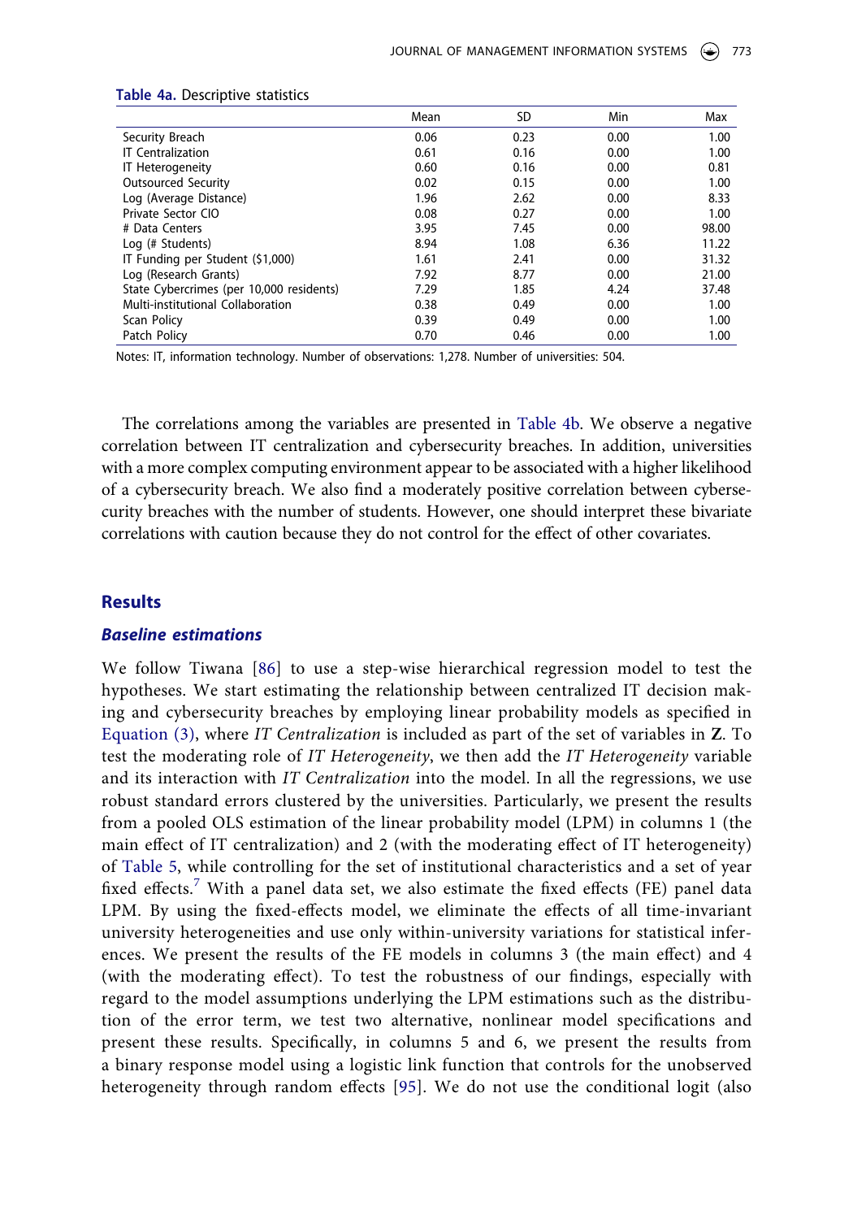**Table 4a.** Descriptive statistics

| | Mean | SD | Min | Max |
|---|---|---|---|---|
| Security Breach | 0.06 | 0.23 | 0.00 | 1.00 |
| IT Centralization | 0.61 | 0.16 | 0.00 | 1.00 |
| IT Heterogeneity | 0.60 | 0.16 | 0.00 | 0.81 |
| Outsourced Security | 0.02 | 0.15 | 0.00 | 1.00 |
| Log (Average Distance) | 1.96 | 2.62 | 0.00 | 8.33 |
| Private Sector CIO | 0.08 | 0.27 | 0.00 | 1.00 |
| # Data Centers | 3.95 | 7.45 | 0.00 | 98.00 |
| Log (# Students) | 8.94 | 1.08 | 6.36 | 11.22 |
| IT Funding per Student ($1,000) | 1.61 | 2.41 | 0.00 | 31.32 |
| Log (Research Grants) | 7.92 | 8.77 | 0.00 | 21.00 |
| State Cybercrimes (per 10,000 residents) | 7.29 | 1.85 | 4.24 | 37.48 |
| Multi-institutional Collaboration | 0.38 | 0.49 | 0.00 | 1.00 |
| Scan Policy | 0.39 | 0.49 | 0.00 | 1.00 |
| Patch Policy | 0.70 | 0.46 | 0.00 | 1.00 |

Notes: IT, information technology. Number of observations: 1,278. Number of universities: 504.

The correlations among the variables are presented in Table 4b. We observe a negative correlation between IT centralization and cybersecurity breaches. In addition, universities with a more complex computing environment appear to be associated with a higher likelihood of a cybersecurity breach. We also find a moderately positive correlation between cybersecurity breaches with the number of students. However, one should interpret these bivariate correlations with caution because they do not control for the effect of other covariates.

## Results

### Baseline estimations

We follow Tiwana [86] to use a step-wise hierarchical regression model to test the hypotheses. We start estimating the relationship between centralized IT decision making and cybersecurity breaches by employing linear probability models as specified in Equation (3), where *IT Centralization* is included as part of the set of variables in **Z**. To test the moderating role of *IT Heterogeneity*, we then add the *IT Heterogeneity* variable and its interaction with *IT Centralization* into the model. In all the regressions, we use robust standard errors clustered by the universities. Particularly, we present the results from a pooled OLS estimation of the linear probability model (LPM) in columns 1 (the main effect of IT centralization) and 2 (with the moderating effect of IT heterogeneity) of Table 5, while controlling for the set of institutional characteristics and a set of year fixed effects.[7] With a panel data set, we also estimate the fixed effects (FE) panel data LPM. By using the fixed-effects model, we eliminate the effects of all time-invariant university heterogeneities and use only within-university variations for statistical inferences. We present the results of the FE models in columns 3 (the main effect) and 4 (with the moderating effect). To test the robustness of our findings, especially with regard to the model assumptions underlying the LPM estimations such as the distribution of the error term, we test two alternative, nonlinear model specifications and present these results. Specifically, in columns 5 and 6, we present the results from a binary response model using a logistic link function that controls for the unobserved heterogeneity through random effects [95]. We do not use the conditional logit (also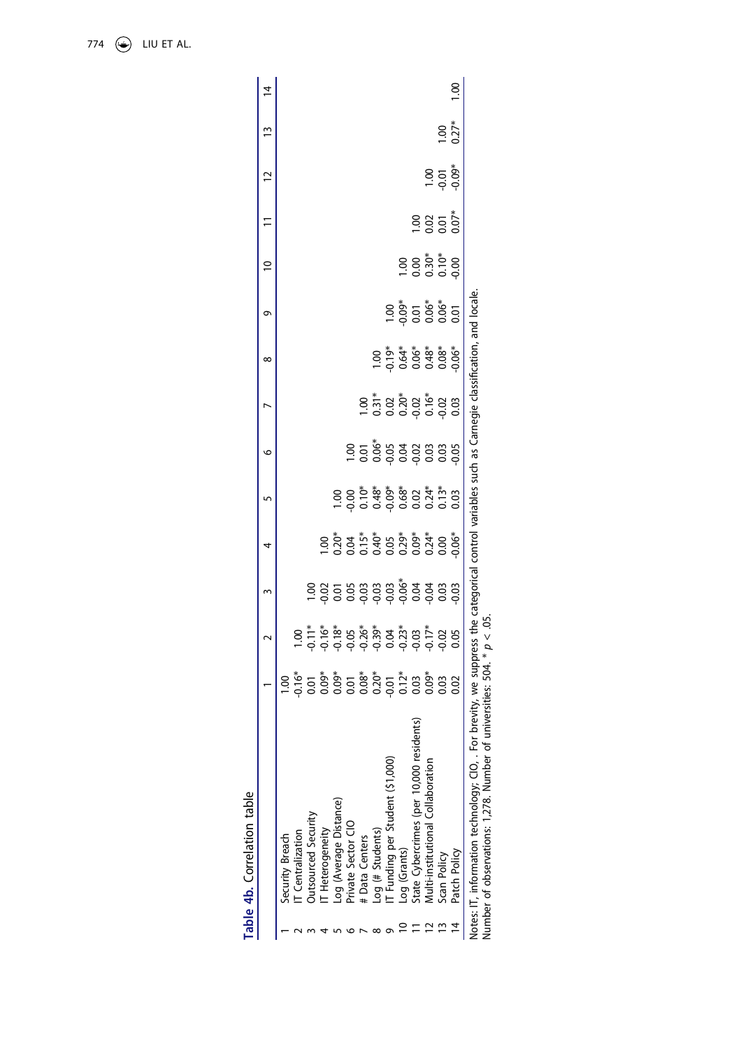**Table 4b.** Correlation table

| | | 1 | 2 | 3 | 4 | 5 | 6 | 7 | 8 | 9 | 10 | 11 | 12 | 13 | 14 |
|---|---|---|---|---|---|---|---|---|---|---|---|---|---|---|---|
| 1 | Security Breach | 1.00 | | | | | | | | | | | | | |
| 2 | IT Centralization | -0.16* | 1.00 | | | | | | | | | | | | |
| 3 | Outsourced Security | 0.01 | -0.11* | 1.00 | | | | | | | | | | | |
| 4 | IT Heterogeneity | 0.09* | -0.16* | -0.02 | 1.00 | | | | | | | | | | |
| 5 | Log (Average Distance) | 0.09* | -0.18* | 0.01 | 0.20* | 1.00 | | | | | | | | | |
| 6 | Private Sector CIO | 0.01 | -0.05 | 0.05 | 0.04 | -0.00 | 1.00 | | | | | | | | |
| 7 | # Data Centers | 0.08* | -0.26* | -0.03 | 0.15* | 0.10* | 0.01 | 1.00 | | | | | | | |
| 8 | Log (# Students) | 0.20* | -0.39* | -0.03 | 0.40* | 0.48* | 0.06* | 0.31* | 1.00 | | | | | | |
| 9 | IT Funding per Student ($1,000) | -0.01 | 0.04 | -0.03 | 0.05 | -0.09* | -0.05 | 0.02 | -0.19* | 1.00 | | | | | |
| 10 | Log (Grants) | 0.12* | -0.23* | -0.06* | 0.29* | 0.68* | 0.04 | 0.20* | 0.64* | -0.09* | 1.00 | | | | |
| 11 | State Cybercrimes (per 10,000 residents) | 0.03 | -0.03 | 0.04 | 0.09* | 0.02 | -0.02 | -0.02 | 0.06* | 0.01 | 0.00 | 1.00 | | | |
| 12 | Multi-institutional Collaboration | 0.09* | -0.17* | -0.04 | 0.24* | 0.24* | 0.03 | 0.16* | 0.48* | 0.06* | 0.30* | 0.02 | 1.00 | | |
| 13 | Scan Policy | 0.03 | -0.02 | 0.03 | 0.00 | 0.13* | 0.03 | -0.02 | 0.08* | 0.06* | 0.10* | 0.01 | -0.01 | 1.00 | |
| 14 | Patch Policy | 0.02 | 0.05 | -0.03 | -0.06* | 0.03 | -0.05 | 0.03 | -0.06* | 0.01 | -0.00 | 0.07* | -0.09* | 0.27* | 1.00 |

Notes: IT, information technology; CIO, . For brevity, we suppress the categorical control variables such as Carnegie classification, and locale.
Number of observations: 1,278. Number of universities: 504. * $p < .05$.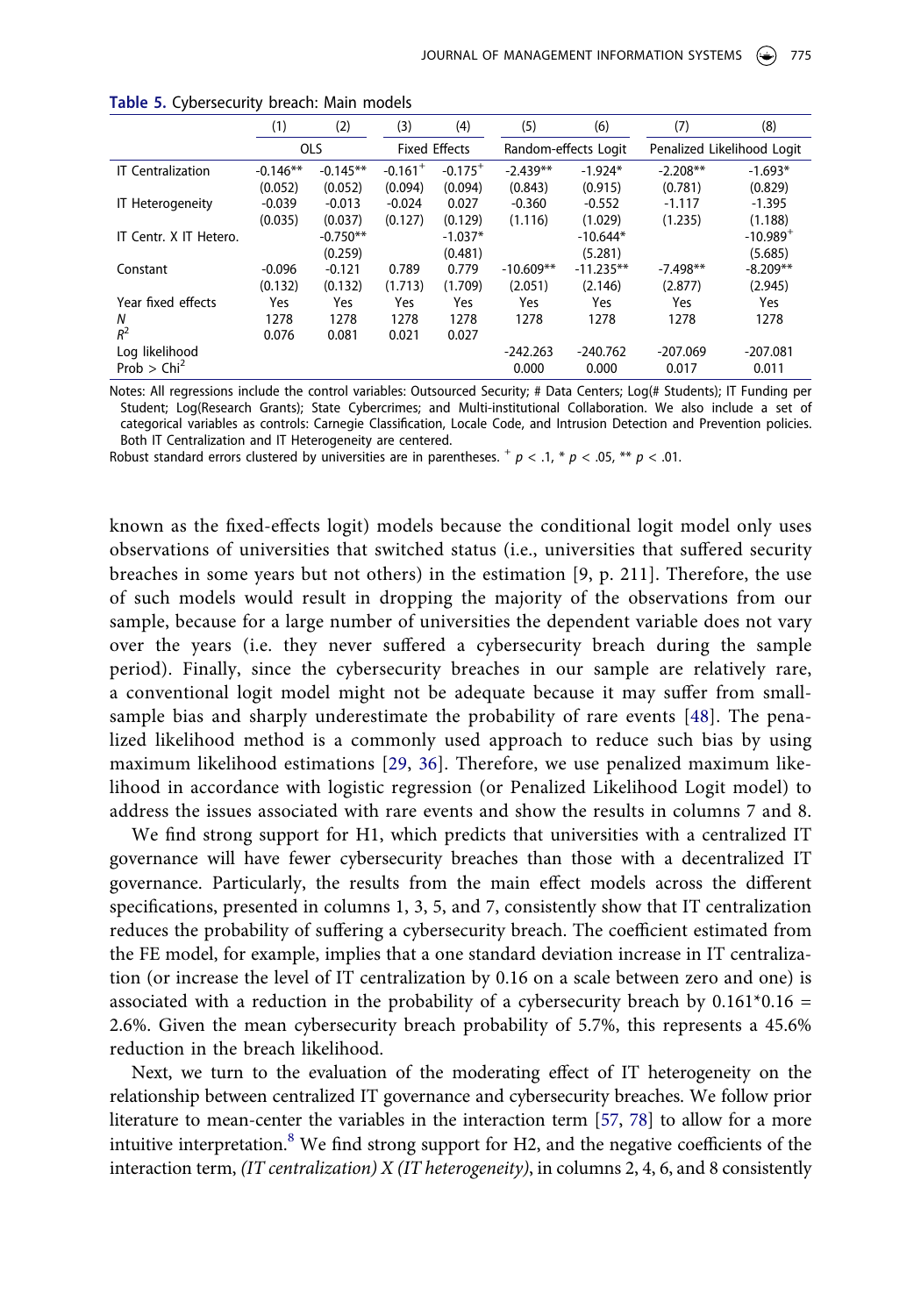**Table 5.** Cybersecurity breach: Main models

| | (1) | (2) | (3) | (4) | (5) | (6) | (7) | (8) |
|---|---|---|---|---|---|---|---|---|
| | OLS | | Fixed Effects | | Random-effects Logit | | Penalized Likelihood Logit | |
| IT Centralization | -0.146** | -0.145** | -0.161$^{+}$ | -0.175$^{+}$ | -2.439** | -1.924* | -2.208** | -1.693* |
| | (0.052) | (0.052) | (0.094) | (0.094) | (0.843) | (0.915) | (0.781) | (0.829) |
| IT Heterogeneity | -0.039 | -0.013 | -0.024 | 0.027 | -0.360 | -0.552 | -1.117 | -1.395 |
| | (0.035) | (0.037) | (0.127) | (0.129) | (1.116) | (1.029) | (1.235) | (1.188) |
| IT Centr. X IT Hetero. | | -0.750** | | -1.037* | | -10.644* | | -10.989$^{+}$ |
| | | (0.259) | | (0.481) | | (5.281) | | (5.685) |
| Constant | -0.096 | -0.121 | 0.789 | 0.779 | -10.609** | -11.235** | -7.498** | -8.209** |
| | (0.132) | (0.132) | (1.713) | (1.709) | (2.051) | (2.146) | (2.877) | (2.945) |
| Year fixed effects | Yes | Yes | Yes | Yes | Yes | Yes | Yes | Yes |
| *N* | 1278 | 1278 | 1278 | 1278 | 1278 | 1278 | 1278 | 1278 |
| $R^2$ | 0.076 | 0.081 | 0.021 | 0.027 | | | | |
| Log likelihood | | | | | -242.263 | -240.762 | -207.069 | -207.081 |
| Prob > Chi$^2$ | | | | | 0.000 | 0.000 | 0.017 | 0.011 |

Notes: All regressions include the control variables: Outsourced Security; # Data Centers; Log(# Students); IT Funding per Student; Log(Research Grants); State Cybercrimes; and Multi-institutional Collaboration. We also include a set of categorical variables as controls: Carnegie Classification, Locale Code, and Intrusion Detection and Prevention policies. Both IT Centralization and IT Heterogeneity are centered.

Robust standard errors clustered by universities are in parentheses. $^{+}$ $p < .1$, * $p < .05$, ** $p < .01$.

known as the fixed-effects logit) models because the conditional logit model only uses observations of universities that switched status (i.e., universities that suffered security breaches in some years but not others) in the estimation [9, p. 211]. Therefore, the use of such models would result in dropping the majority of the observations from our sample, because for a large number of universities the dependent variable does not vary over the years (i.e. they never suffered a cybersecurity breach during the sample period). Finally, since the cybersecurity breaches in our sample are relatively rare, a conventional logit model might not be adequate because it may suffer from small-sample bias and sharply underestimate the probability of rare events [48]. The penalized likelihood method is a commonly used approach to reduce such bias by using maximum likelihood estimations [29, 36]. Therefore, we use penalized maximum likelihood in accordance with logistic regression (or Penalized Likelihood Logit model) to address the issues associated with rare events and show the results in columns 7 and 8.

We find strong support for H1, which predicts that universities with a centralized IT governance will have fewer cybersecurity breaches than those with a decentralized IT governance. Particularly, the results from the main effect models across the different specifications, presented in columns 1, 3, 5, and 7, consistently show that IT centralization reduces the probability of suffering a cybersecurity breach. The coefficient estimated from the FE model, for example, implies that a one standard deviation increase in IT centralization (or increase the level of IT centralization by 0.16 on a scale between zero and one) is associated with a reduction in the probability of a cybersecurity breach by $0.161*0.16 = 2.6\%$. Given the mean cybersecurity breach probability of 5.7%, this represents a 45.6% reduction in the breach likelihood.

Next, we turn to the evaluation of the moderating effect of IT heterogeneity on the relationship between centralized IT governance and cybersecurity breaches. We follow prior literature to mean-center the variables in the interaction term [57, 78] to allow for a more intuitive interpretation.[8] We find strong support for H2, and the negative coefficients of the interaction term, *(IT centralization) X (IT heterogeneity)*, in columns 2, 4, 6, and 8 consistently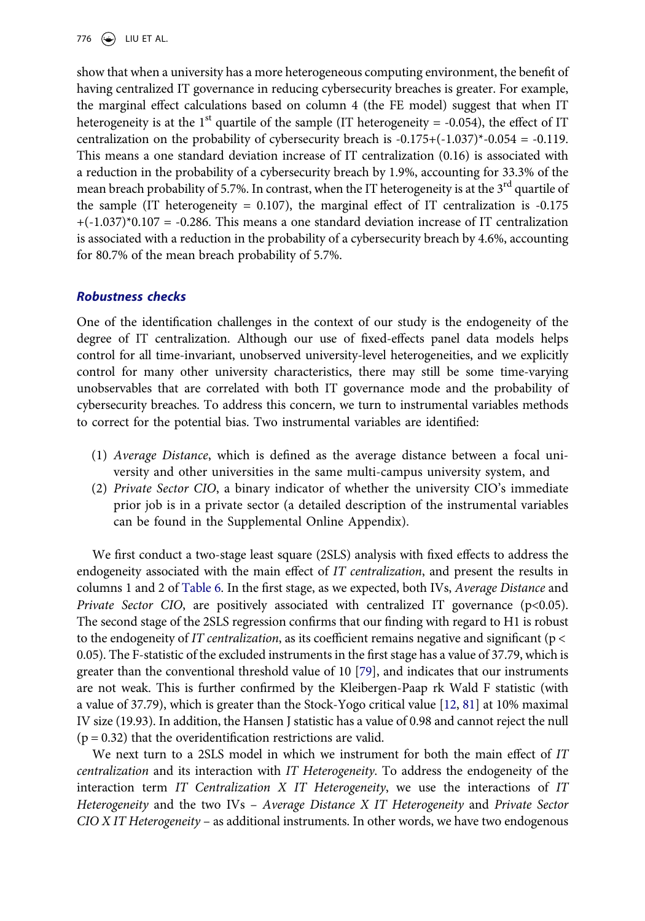show that when a university has a more heterogeneous computing environment, the benefit of having centralized IT governance in reducing cybersecurity breaches is greater. For example, the marginal effect calculations based on column 4 (the FE model) suggest that when IT heterogeneity is at the 1st quartile of the sample (IT heterogeneity = -0.054), the effect of IT centralization on the probability of cybersecurity breach is $-0.175+(-1.037)*-0.054 = -0.119$. This means a one standard deviation increase of IT centralization (0.16) is associated with a reduction in the probability of a cybersecurity breach by 1.9%, accounting for 33.3% of the mean breach probability of 5.7%. In contrast, when the IT heterogeneity is at the 3rd quartile of the sample (IT heterogeneity = 0.107), the marginal effect of IT centralization is $-0.175+(-1.037)*0.107 = -0.286$. This means a one standard deviation increase of IT centralization is associated with a reduction in the probability of a cybersecurity breach by 4.6%, accounting for 80.7% of the mean breach probability of 5.7%.

## *Robustness checks*

One of the identification challenges in the context of our study is the endogeneity of the degree of IT centralization. Although our use of fixed-effects panel data models helps control for all time-invariant, unobserved university-level heterogeneities, and we explicitly control for many other university characteristics, there may still be some time-varying unobservables that are correlated with both IT governance mode and the probability of cybersecurity breaches. To address this concern, we turn to instrumental variables methods to correct for the potential bias. Two instrumental variables are identified:

(1) *Average Distance*, which is defined as the average distance between a focal university and other universities in the same multi-campus university system, and
(2) *Private Sector CIO*, a binary indicator of whether the university CIO's immediate prior job is in a private sector (a detailed description of the instrumental variables can be found in the Supplemental Online Appendix).

We first conduct a two-stage least square (2SLS) analysis with fixed effects to address the endogeneity associated with the main effect of *IT centralization*, and present the results in columns 1 and 2 of Table 6. In the first stage, as we expected, both IVs, *Average Distance* and *Private Sector CIO*, are positively associated with centralized IT governance ($p<0.05$). The second stage of the 2SLS regression confirms that our finding with regard to H1 is robust to the endogeneity of *IT centralization*, as its coefficient remains negative and significant ($p < 0.05$). The F-statistic of the excluded instruments in the first stage has a value of 37.79, which is greater than the conventional threshold value of 10 [79], and indicates that our instruments are not weak. This is further confirmed by the Kleibergen-Paap rk Wald F statistic (with a value of 37.79), which is greater than the Stock-Yogo critical value [12, 81] at 10% maximal IV size (19.93). In addition, the Hansen J statistic has a value of 0.98 and cannot reject the null ($p = 0.32$) that the overidentification restrictions are valid.

We next turn to a 2SLS model in which we instrument for both the main effect of *IT centralization* and its interaction with *IT Heterogeneity*. To address the endogeneity of the interaction term *IT Centralization X IT Heterogeneity*, we use the interactions of *IT Heterogeneity* and the two IVs – *Average Distance X IT Heterogeneity* and *Private Sector CIO X IT Heterogeneity* – as additional instruments. In other words, we have two endogenous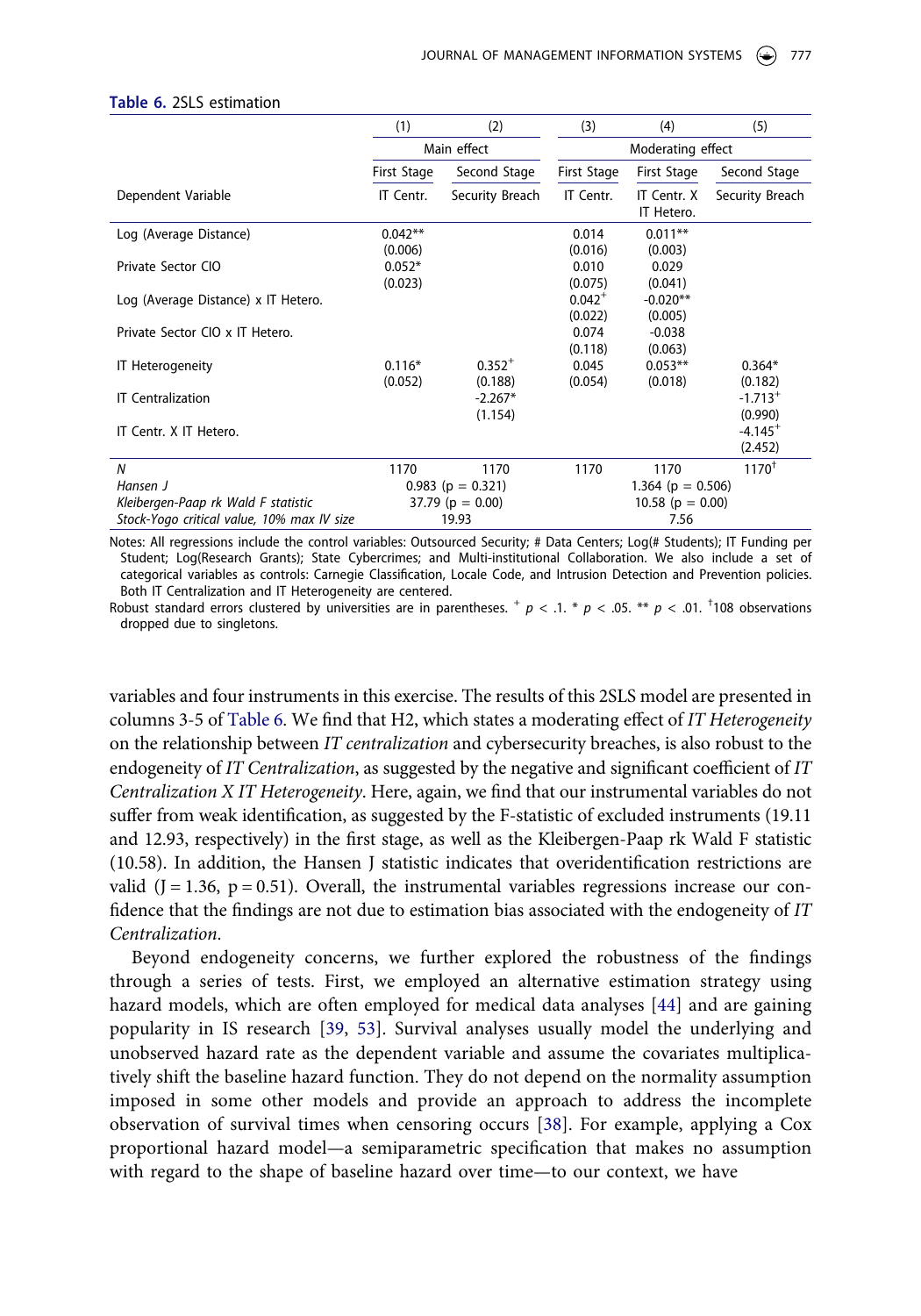**Table 6.** 2SLS estimation

| | (1) | (2) | (3) | (4) | (5) |
|---|---|---|---|---|---|
| | Main effect | | Moderating effect | | |
| | First Stage | Second Stage | First Stage | First Stage | Second Stage |
| Dependent Variable | IT Centr. | Security Breach | IT Centr. | IT Centr. X IT Hetero. | Security Breach |
| Log (Average Distance) | 0.042** | | 0.014 | 0.011** | |
| | (0.006) | | (0.016) | (0.003) | |
| Private Sector CIO | 0.052* | | 0.010 | 0.029 | |
| | (0.023) | | (0.075) | (0.041) | |
| Log (Average Distance) x IT Hetero. | | | 0.042$^{+}$ | -0.020** | |
| | | | (0.022) | (0.005) | |
| Private Sector CIO x IT Hetero. | | | 0.074 | -0.038 | |
| | | | (0.118) | (0.063) | |
| IT Heterogeneity | 0.116* | 0.352$^{+}$ | 0.045 | 0.053** | 0.364* |
| | (0.052) | (0.188) | (0.054) | (0.018) | (0.182) |
| IT Centralization | | -2.267* | | | -1.713$^{+}$ |
| | | (1.154) | | | (0.990) |
| IT Centr. X IT Hetero. | | | | | -4.145$^{+}$ |
| | | | | | (2.452) |
| *N* | 1170 | 1170 | 1170 | 1170 | 1170$^{\dagger}$ |
| *Hansen J* | 0.983 (p = 0.321) | | 1.364 (p = 0.506) | | |
| *Kleibergen-Paap rk Wald F statistic* | 37.79 (p = 0.00) | | 10.58 (p = 0.00) | | |
| *Stock-Yogo critical value, 10% max IV size* | 19.93 | | 7.56 | | |

Notes: All regressions include the control variables: Outsourced Security; # Data Centers; Log(# Students); IT Funding per Student; Log(Research Grants); State Cybercrimes; and Multi-institutional Collaboration. We also include a set of categorical variables as controls: Carnegie Classification, Locale Code, and Intrusion Detection and Prevention policies. Both IT Centralization and IT Heterogeneity are centered.
Robust standard errors clustered by universities are in parentheses. $^{+}$ $p < .1$. * $p < .05$. ** $p < .01$. $^{\dagger}$108 observations dropped due to singletons.

variables and four instruments in this exercise. The results of this 2SLS model are presented in columns 3-5 of Table 6. We find that H2, which states a moderating effect of *IT Heterogeneity* on the relationship between *IT centralization* and cybersecurity breaches, is also robust to the endogeneity of *IT Centralization*, as suggested by the negative and significant coefficient of *IT Centralization X IT Heterogeneity*. Here, again, we find that our instrumental variables do not suffer from weak identification, as suggested by the F-statistic of excluded instruments (19.11 and 12.93, respectively) in the first stage, as well as the Kleibergen-Paap rk Wald F statistic (10.58). In addition, the Hansen J statistic indicates that overidentification restrictions are valid ($J = 1.36$, $p = 0.51$). Overall, the instrumental variables regressions increase our confidence that the findings are not due to estimation bias associated with the endogeneity of *IT Centralization*.

Beyond endogeneity concerns, we further explored the robustness of the findings through a series of tests. First, we employed an alternative estimation strategy using hazard models, which are often employed for medical data analyses [44] and are gaining popularity in IS research [39, 53]. Survival analyses usually model the underlying and unobserved hazard rate as the dependent variable and assume the covariates multiplicatively shift the baseline hazard function. They do not depend on the normality assumption imposed in some other models and provide an approach to address the incomplete observation of survival times when censoring occurs [38]. For example, applying a Cox proportional hazard model—a semiparametric specification that makes no assumption with regard to the shape of baseline hazard over time—to our context, we have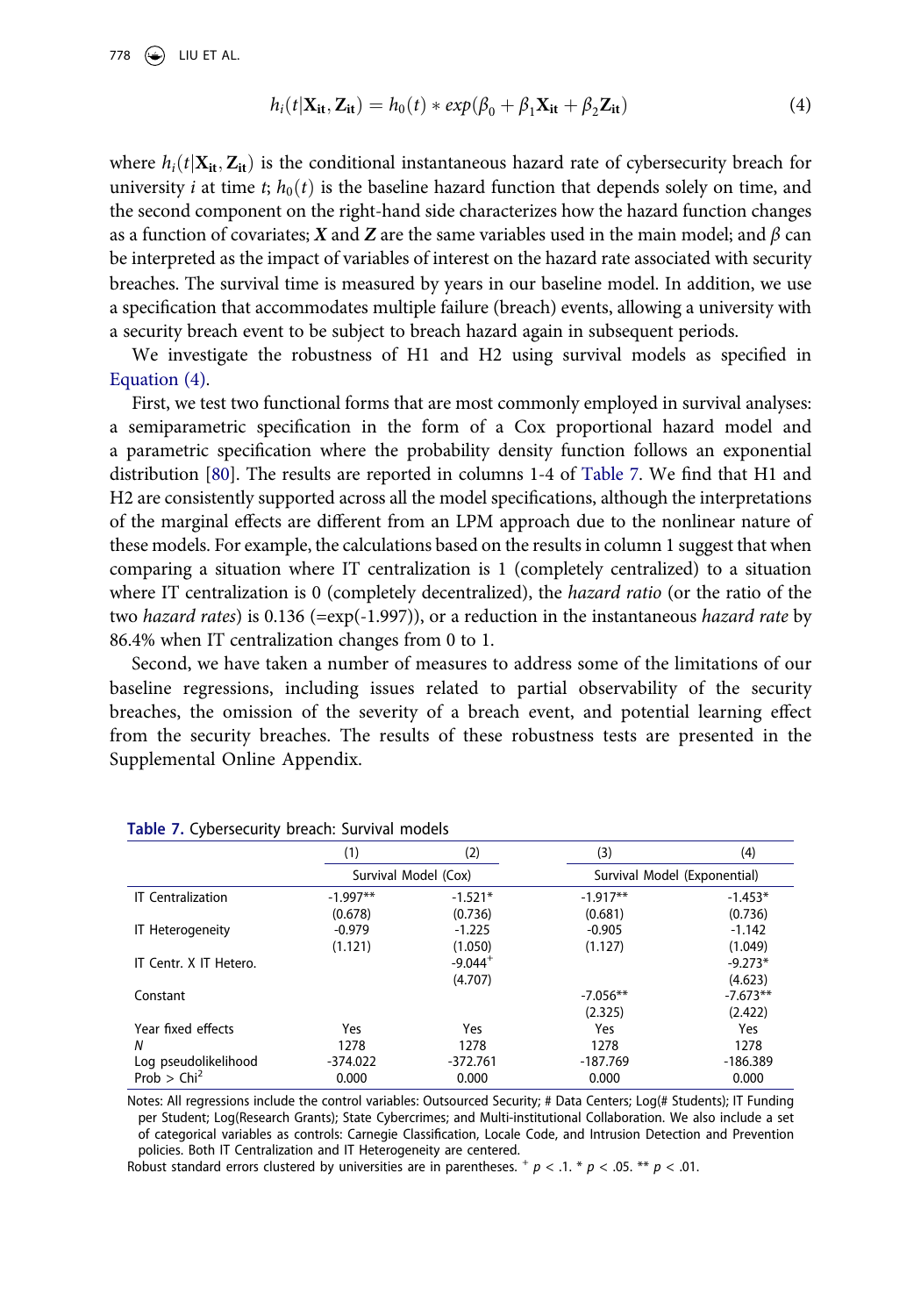$$h_i(t|\mathbf{X_{it}}, \mathbf{Z_{it}}) = h_0(t) * exp(\beta_0 + \beta_1\mathbf{X_{it}} + \beta_2\mathbf{Z_{it}}) \tag{4}$$

where $h_i(t|\mathbf{X_{it}}, \mathbf{Z_{it}})$ is the conditional instantaneous hazard rate of cybersecurity breach for university $i$ at time $t$; $h_0(t)$ is the baseline hazard function that depends solely on time, and the second component on the right-hand side characterizes how the hazard function changes as a function of covariates; $\boldsymbol{X}$ and $\boldsymbol{Z}$ are the same variables used in the main model; and $\beta$ can be interpreted as the impact of variables of interest on the hazard rate associated with security breaches. The survival time is measured by years in our baseline model. In addition, we use a specification that accommodates multiple failure (breach) events, allowing a university with a security breach event to be subject to breach hazard again in subsequent periods.

We investigate the robustness of H1 and H2 using survival models as specified in Equation (4).

First, we test two functional forms that are most commonly employed in survival analyses: a semiparametric specification in the form of a Cox proportional hazard model and a parametric specification where the probability density function follows an exponential distribution [80]. The results are reported in columns 1-4 of Table 7. We find that H1 and H2 are consistently supported across all the model specifications, although the interpretations of the marginal effects are different from an LPM approach due to the nonlinear nature of these models. For example, the calculations based on the results in column 1 suggest that when comparing a situation where IT centralization is 1 (completely centralized) to a situation where IT centralization is 0 (completely decentralized), the *hazard ratio* (or the ratio of the two *hazard rates*) is 0.136 (=exp(-1.997)), or a reduction in the instantaneous *hazard rate* by 86.4% when IT centralization changes from 0 to 1.

Second, we have taken a number of measures to address some of the limitations of our baseline regressions, including issues related to partial observability of the security breaches, the omission of the severity of a breach event, and potential learning effect from the security breaches. The results of these robustness tests are presented in the Supplemental Online Appendix.

**Table 7.** Cybersecurity breach: Survival models

| | (1) | (2) | (3) | (4) |
|---|---|---|---|---|
| | Survival Model (Cox) | | Survival Model (Exponential) | |
| IT Centralization | -1.997** | -1.521* | -1.917** | -1.453* |
| | (0.678) | (0.736) | (0.681) | (0.736) |
| IT Heterogeneity | -0.979 | -1.225 | -0.905 | -1.142 |
| | (1.121) | (1.050) | (1.127) | (1.049) |
| IT Centr. X IT Hetero. | | -9.044$^{+}$ | | -9.273* |
| | | (4.707) | | (4.623) |
| Constant | | | -7.056** | -7.673** |
| | | | (2.325) | (2.422) |
| Year fixed effects | Yes | Yes | Yes | Yes |
| *N* | 1278 | 1278 | 1278 | 1278 |
| Log pseudolikelihood | -374.022 | -372.761 | -187.769 | -186.389 |
| Prob > Chi$^2$ | 0.000 | 0.000 | 0.000 | 0.000 |

Notes: All regressions include the control variables: Outsourced Security; # Data Centers; Log(# Students); IT Funding per Student; Log(Research Grants); State Cybercrimes; and Multi-institutional Collaboration. We also include a set of categorical variables as controls: Carnegie Classification, Locale Code, and Intrusion Detection and Prevention policies. Both IT Centralization and IT Heterogeneity are centered.

Robust standard errors clustered by universities are in parentheses. $^{+}$ $p < .1$. * $p < .05$. ** $p < .01$.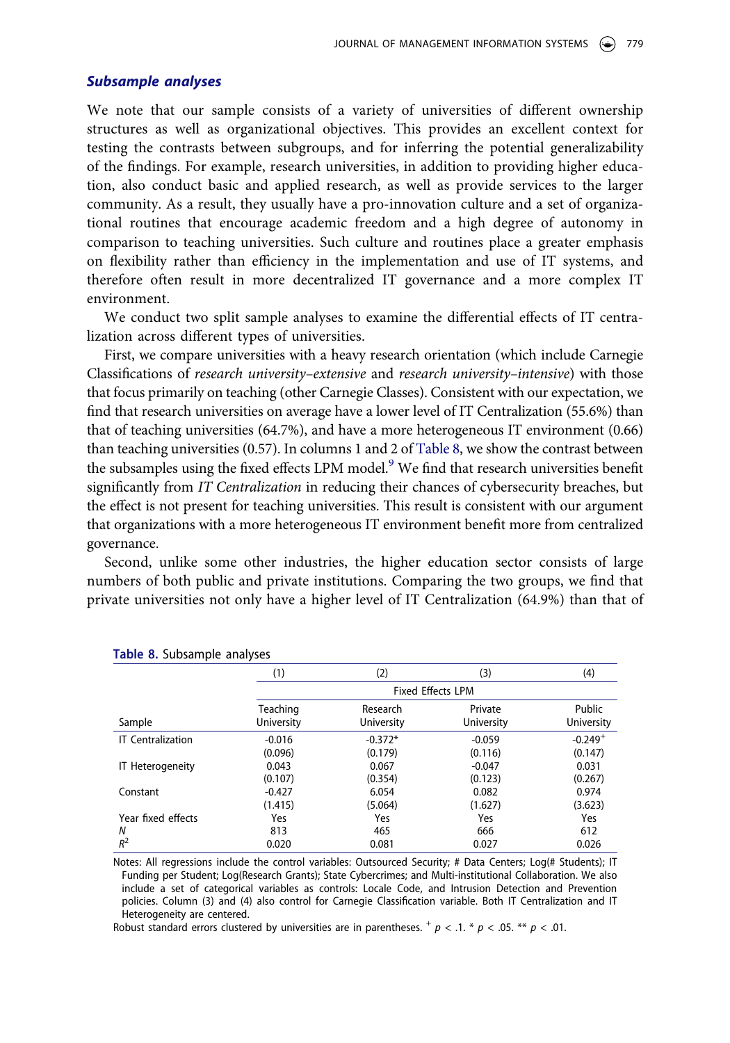### *Subsample analyses*

We note that our sample consists of a variety of universities of different ownership structures as well as organizational objectives. This provides an excellent context for testing the contrasts between subgroups, and for inferring the potential generalizability of the findings. For example, research universities, in addition to providing higher education, also conduct basic and applied research, as well as provide services to the larger community. As a result, they usually have a pro-innovation culture and a set of organizational routines that encourage academic freedom and a high degree of autonomy in comparison to teaching universities. Such culture and routines place a greater emphasis on flexibility rather than efficiency in the implementation and use of IT systems, and therefore often result in more decentralized IT governance and a more complex IT environment.

We conduct two split sample analyses to examine the differential effects of IT centralization across different types of universities.

First, we compare universities with a heavy research orientation (which include Carnegie Classifications of *research university–extensive* and *research university–intensive*) with those that focus primarily on teaching (other Carnegie Classes). Consistent with our expectation, we find that research universities on average have a lower level of IT Centralization (55.6%) than that of teaching universities (64.7%), and have a more heterogeneous IT environment (0.66) than teaching universities (0.57). In columns 1 and 2 of Table 8, we show the contrast between the subsamples using the fixed effects LPM model.[9] We find that research universities benefit significantly from *IT Centralization* in reducing their chances of cybersecurity breaches, but the effect is not present for teaching universities. This result is consistent with our argument that organizations with a more heterogeneous IT environment benefit more from centralized governance.

Second, unlike some other industries, the higher education sector consists of large numbers of both public and private institutions. Comparing the two groups, we find that private universities not only have a higher level of IT Centralization (64.9%) than that of

**Table 8.** Subsample analyses

| | (1) | (2) | (3) | (4) |
|---|---|---|---|---|
| | Fixed Effects LPM | | | |
| Sample | Teaching University | Research University | Private University | Public University |
| IT Centralization | -0.016 | -0.372* | -0.059 | $-0.249^{+}$ |
| | (0.096) | (0.179) | (0.116) | (0.147) |
| IT Heterogeneity | 0.043 | 0.067 | -0.047 | 0.031 |
| | (0.107) | (0.354) | (0.123) | (0.267) |
| Constant | -0.427 | 6.054 | 0.082 | 0.974 |
| | (1.415) | (5.064) | (1.627) | (3.623) |
| Year fixed effects | Yes | Yes | Yes | Yes |
| $N$ | 813 | 465 | 666 | 612 |
| $R^2$ | 0.020 | 0.081 | 0.027 | 0.026 |

Notes: All regressions include the control variables: Outsourced Security; # Data Centers; Log(# Students); IT Funding per Student; Log(Research Grants); State Cybercrimes; and Multi-institutional Collaboration. We also include a set of categorical variables as controls: Locale Code, and Intrusion Detection and Prevention policies. Column (3) and (4) also control for Carnegie Classification variable. Both IT Centralization and IT Heterogeneity are centered.

Robust standard errors clustered by universities are in parentheses. $^{+}$ $p < .1$. * $p < .05$. ** $p < .01$.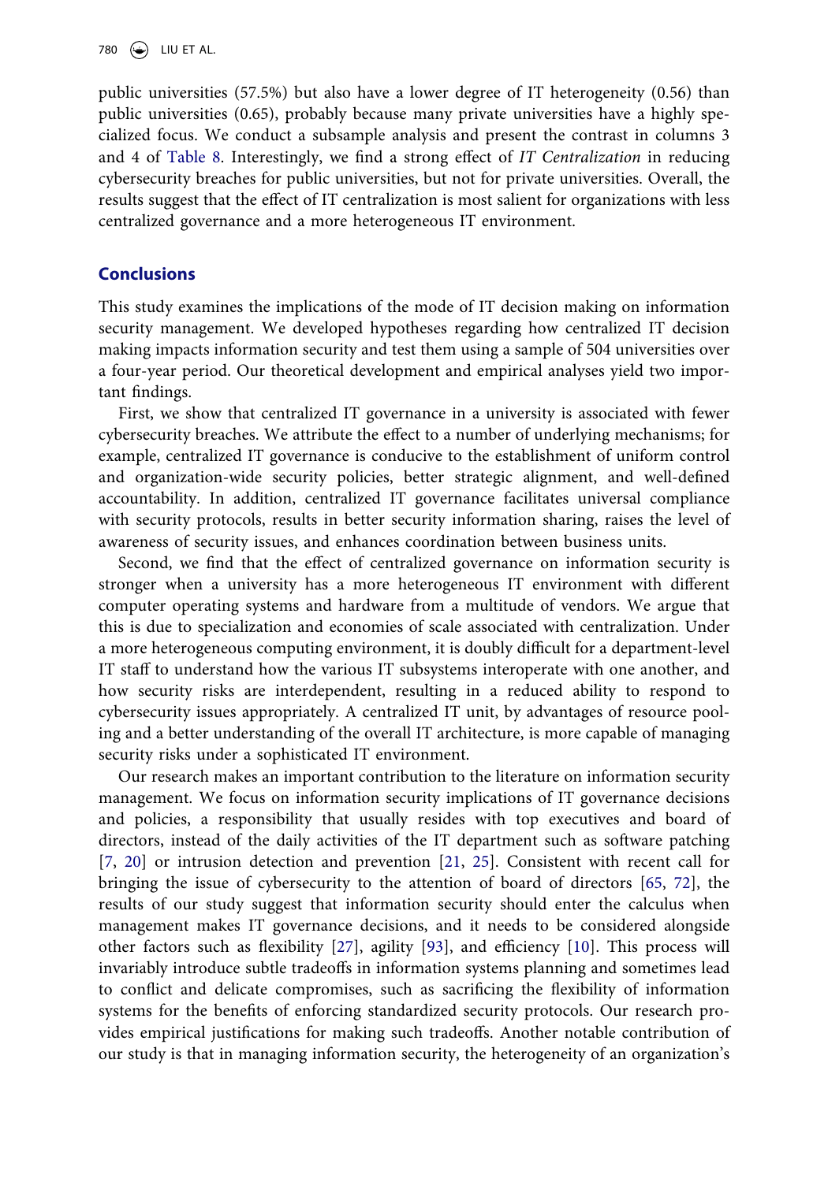public universities (57.5%) but also have a lower degree of IT heterogeneity (0.56) than public universities (0.65), probably because many private universities have a highly specialized focus. We conduct a subsample analysis and present the contrast in columns 3 and 4 of Table 8. Interestingly, we find a strong effect of *IT Centralization* in reducing cybersecurity breaches for public universities, but not for private universities. Overall, the results suggest that the effect of IT centralization is most salient for organizations with less centralized governance and a more heterogeneous IT environment.

## Conclusions

This study examines the implications of the mode of IT decision making on information security management. We developed hypotheses regarding how centralized IT decision making impacts information security and test them using a sample of 504 universities over a four-year period. Our theoretical development and empirical analyses yield two important findings.

First, we show that centralized IT governance in a university is associated with fewer cybersecurity breaches. We attribute the effect to a number of underlying mechanisms; for example, centralized IT governance is conducive to the establishment of uniform control and organization-wide security policies, better strategic alignment, and well-defined accountability. In addition, centralized IT governance facilitates universal compliance with security protocols, results in better security information sharing, raises the level of awareness of security issues, and enhances coordination between business units.

Second, we find that the effect of centralized governance on information security is stronger when a university has a more heterogeneous IT environment with different computer operating systems and hardware from a multitude of vendors. We argue that this is due to specialization and economies of scale associated with centralization. Under a more heterogeneous computing environment, it is doubly difficult for a department-level IT staff to understand how the various IT subsystems interoperate with one another, and how security risks are interdependent, resulting in a reduced ability to respond to cybersecurity issues appropriately. A centralized IT unit, by advantages of resource pooling and a better understanding of the overall IT architecture, is more capable of managing security risks under a sophisticated IT environment.

Our research makes an important contribution to the literature on information security management. We focus on information security implications of IT governance decisions and policies, a responsibility that usually resides with top executives and board of directors, instead of the daily activities of the IT department such as software patching [7, 20] or intrusion detection and prevention [21, 25]. Consistent with recent call for bringing the issue of cybersecurity to the attention of board of directors [65, 72], the results of our study suggest that information security should enter the calculus when management makes IT governance decisions, and it needs to be considered alongside other factors such as flexibility [27], agility [93], and efficiency [10]. This process will invariably introduce subtle tradeoffs in information systems planning and sometimes lead to conflict and delicate compromises, such as sacrificing the flexibility of information systems for the benefits of enforcing standardized security protocols. Our research provides empirical justifications for making such tradeoffs. Another notable contribution of our study is that in managing information security, the heterogeneity of an organization's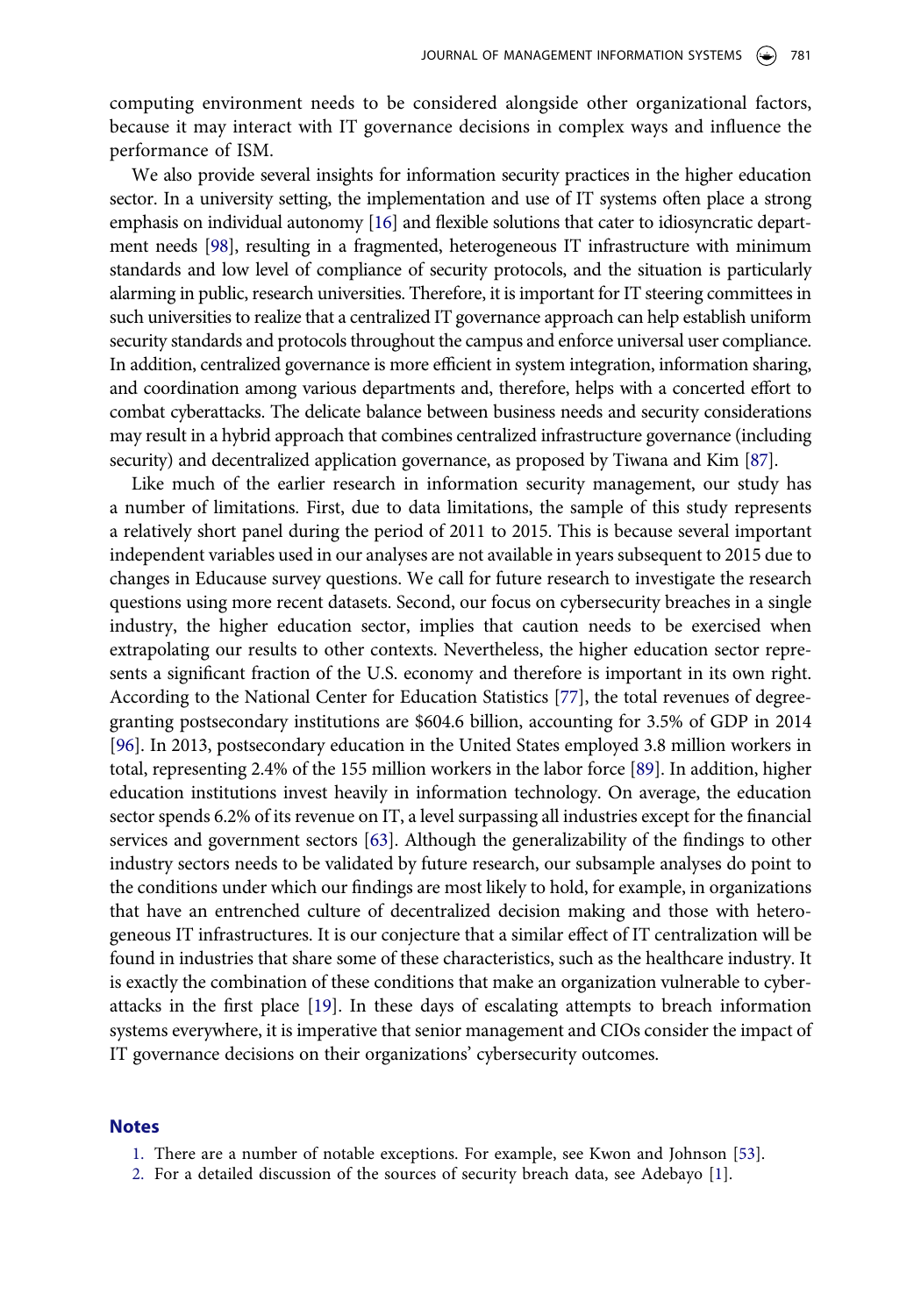computing environment needs to be considered alongside other organizational factors, because it may interact with IT governance decisions in complex ways and influence the performance of ISM.

We also provide several insights for information security practices in the higher education sector. In a university setting, the implementation and use of IT systems often place a strong emphasis on individual autonomy [16] and flexible solutions that cater to idiosyncratic department needs [98], resulting in a fragmented, heterogeneous IT infrastructure with minimum standards and low level of compliance of security protocols, and the situation is particularly alarming in public, research universities. Therefore, it is important for IT steering committees in such universities to realize that a centralized IT governance approach can help establish uniform security standards and protocols throughout the campus and enforce universal user compliance. In addition, centralized governance is more efficient in system integration, information sharing, and coordination among various departments and, therefore, helps with a concerted effort to combat cyberattacks. The delicate balance between business needs and security considerations may result in a hybrid approach that combines centralized infrastructure governance (including security) and decentralized application governance, as proposed by Tiwana and Kim [87].

Like much of the earlier research in information security management, our study has a number of limitations. First, due to data limitations, the sample of this study represents a relatively short panel during the period of 2011 to 2015. This is because several important independent variables used in our analyses are not available in years subsequent to 2015 due to changes in Educause survey questions. We call for future research to investigate the research questions using more recent datasets. Second, our focus on cybersecurity breaches in a single industry, the higher education sector, implies that caution needs to be exercised when extrapolating our results to other contexts. Nevertheless, the higher education sector represents a significant fraction of the U.S. economy and therefore is important in its own right. According to the National Center for Education Statistics [77], the total revenues of degree-granting postsecondary institutions are $604.6 billion, accounting for 3.5% of GDP in 2014 [96]. In 2013, postsecondary education in the United States employed 3.8 million workers in total, representing 2.4% of the 155 million workers in the labor force [89]. In addition, higher education institutions invest heavily in information technology. On average, the education sector spends 6.2% of its revenue on IT, a level surpassing all industries except for the financial services and government sectors [63]. Although the generalizability of the findings to other industry sectors needs to be validated by future research, our subsample analyses do point to the conditions under which our findings are most likely to hold, for example, in organizations that have an entrenched culture of decentralized decision making and those with heterogeneous IT infrastructures. It is our conjecture that a similar effect of IT centralization will be found in industries that share some of these characteristics, such as the healthcare industry. It is exactly the combination of these conditions that make an organization vulnerable to cyberattacks in the first place [19]. In these days of escalating attempts to breach information systems everywhere, it is imperative that senior management and CIOs consider the impact of IT governance decisions on their organizations' cybersecurity outcomes.

## Notes

1. There are a number of notable exceptions. For example, see Kwon and Johnson [53].
2. For a detailed discussion of the sources of security breach data, see Adebayo [1].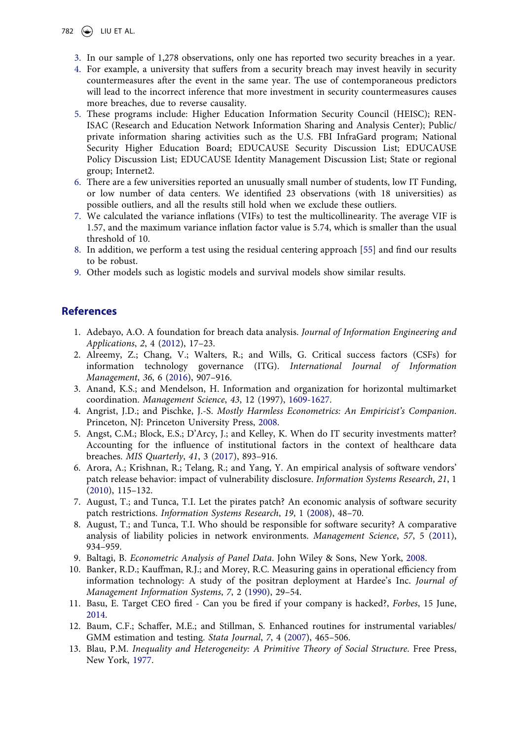3. In our sample of 1,278 observations, only one has reported two security breaches in a year.
4. For example, a university that suffers from a security breach may invest heavily in security countermeasures after the event in the same year. The use of contemporaneous predictors will lead to the incorrect inference that more investment in security countermeasures causes more breaches, due to reverse causality.
5. These programs include: Higher Education Information Security Council (HEISC); REN-ISAC (Research and Education Network Information Sharing and Analysis Center); Public/private information sharing activities such as the U.S. FBI InfraGard program; National Security Higher Education Board; EDUCAUSE Security Discussion List; EDUCAUSE Policy Discussion List; EDUCAUSE Identity Management Discussion List; State or regional group; Internet2.
6. There are a few universities reported an unusually small number of students, low IT Funding, or low number of data centers. We identified 23 observations (with 18 universities) as possible outliers, and all the results still hold when we exclude these outliers.
7. We calculated the variance inflations (VIFs) to test the multicollinearity. The average VIF is 1.57, and the maximum variance inflation factor value is 5.74, which is smaller than the usual threshold of 10.
8. In addition, we perform a test using the residual centering approach [55] and find our results to be robust.
9. Other models such as logistic models and survival models show similar results.

## References

1. Adebayo, A.O. A foundation for breach data analysis. *Journal of Information Engineering and Applications*, *2*, 4 (2012), 17–23.
2. Alreemy, Z.; Chang, V.; Walters, R.; and Wills, G. Critical success factors (CSFs) for information technology governance (ITG). *International Journal of Information Management*, *36*, 6 (2016), 907–916.
3. Anand, K.S.; and Mendelson, H. Information and organization for horizontal multimarket coordination. *Management Science*, *43*, 12 (1997), 1609-1627.
4. Angrist, J.D.; and Pischke, J.-S. *Mostly Harmless Econometrics: An Empiricist's Companion*. Princeton, NJ: Princeton University Press, 2008.
5. Angst, C.M.; Block, E.S.; D'Arcy, J.; and Kelley, K. When do IT security investments matter? Accounting for the influence of institutional factors in the context of healthcare data breaches. *MIS Quarterly*, *41*, 3 (2017), 893–916.
6. Arora, A.; Krishnan, R.; Telang, R.; and Yang, Y. An empirical analysis of software vendors' patch release behavior: impact of vulnerability disclosure. *Information Systems Research*, *21*, 1 (2010), 115–132.
7. August, T.; and Tunca, T.I. Let the pirates patch? An economic analysis of software security patch restrictions. *Information Systems Research*, *19*, 1 (2008), 48–70.
8. August, T.; and Tunca, T.I. Who should be responsible for software security? A comparative analysis of liability policies in network environments. *Management Science*, *57*, 5 (2011), 934–959.
9. Baltagi, B. *Econometric Analysis of Panel Data*. John Wiley & Sons, New York, 2008.
10. Banker, R.D.; Kauffman, R.J.; and Morey, R.C. Measuring gains in operational efficiency from information technology: A study of the positran deployment at Hardee's Inc. *Journal of Management Information Systems*, *7*, 2 (1990), 29–54.
11. Basu, E. Target CEO fired - Can you be fired if your company is hacked?, *Forbes*, 15 June, 2014.
12. Baum, C.F.; Schaffer, M.E.; and Stillman, S. Enhanced routines for instrumental variables/GMM estimation and testing. *Stata Journal*, *7*, 4 (2007), 465–506.
13. Blau, P.M. *Inequality and Heterogeneity: A Primitive Theory of Social Structure*. Free Press, New York, 1977.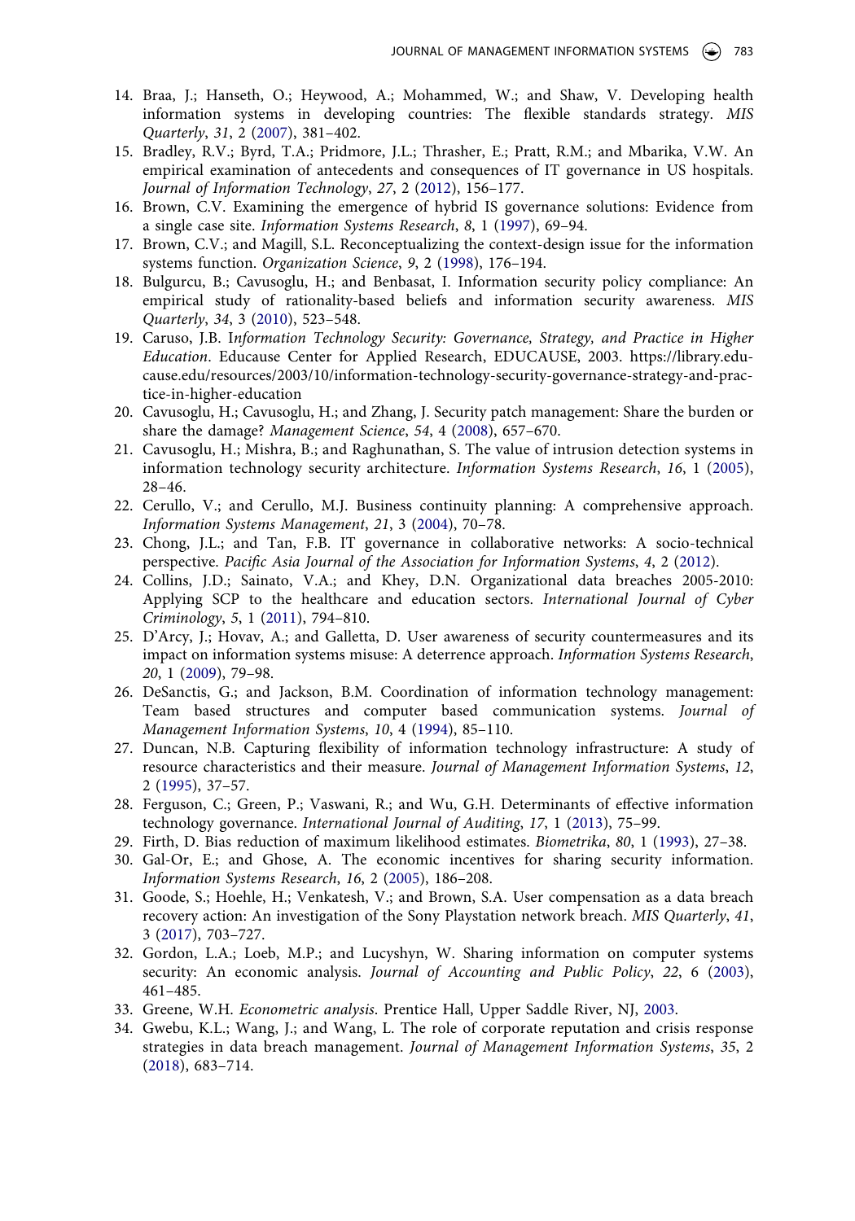14. Braa, J.; Hanseth, O.; Heywood, A.; Mohammed, W.; and Shaw, V. Developing health information systems in developing countries: The flexible standards strategy. *MIS Quarterly*, *31*, 2 (2007), 381–402.
15. Bradley, R.V.; Byrd, T.A.; Pridmore, J.L.; Thrasher, E.; Pratt, R.M.; and Mbarika, V.W. An empirical examination of antecedents and consequences of IT governance in US hospitals. *Journal of Information Technology*, *27*, 2 (2012), 156–177.
16. Brown, C.V. Examining the emergence of hybrid IS governance solutions: Evidence from a single case site. *Information Systems Research*, *8*, 1 (1997), 69–94.
17. Brown, C.V.; and Magill, S.L. Reconceptualizing the context-design issue for the information systems function. *Organization Science*, *9*, 2 (1998), 176–194.
18. Bulgurcu, B.; Cavusoglu, H.; and Benbasat, I. Information security policy compliance: An empirical study of rationality-based beliefs and information security awareness. *MIS Quarterly*, *34*, 3 (2010), 523–548.
19. Caruso, J.B. I*nformation Technology Security: Governance, Strategy, and Practice in Higher Education*. Educause Center for Applied Research, EDUCAUSE, 2003. https://library.educause.edu/resources/2003/10/information-technology-security-governance-strategy-and-practice-in-higher-education
20. Cavusoglu, H.; Cavusoglu, H.; and Zhang, J. Security patch management: Share the burden or share the damage? *Management Science*, *54*, 4 (2008), 657–670.
21. Cavusoglu, H.; Mishra, B.; and Raghunathan, S. The value of intrusion detection systems in information technology security architecture. *Information Systems Research*, *16*, 1 (2005), 28–46.
22. Cerullo, V.; and Cerullo, M.J. Business continuity planning: A comprehensive approach. *Information Systems Management*, *21*, 3 (2004), 70–78.
23. Chong, J.L.; and Tan, F.B. IT governance in collaborative networks: A socio-technical perspective. *Pacific Asia Journal of the Association for Information Systems*, *4*, 2 (2012).
24. Collins, J.D.; Sainato, V.A.; and Khey, D.N. Organizational data breaches 2005-2010: Applying SCP to the healthcare and education sectors. *International Journal of Cyber Criminology*, *5*, 1 (2011), 794–810.
25. D'Arcy, J.; Hovav, A.; and Galletta, D. User awareness of security countermeasures and its impact on information systems misuse: A deterrence approach. *Information Systems Research*, *20*, 1 (2009), 79–98.
26. DeSanctis, G.; and Jackson, B.M. Coordination of information technology management: Team based structures and computer based communication systems. *Journal of Management Information Systems*, *10*, 4 (1994), 85–110.
27. Duncan, N.B. Capturing flexibility of information technology infrastructure: A study of resource characteristics and their measure. *Journal of Management Information Systems*, *12*, 2 (1995), 37–57.
28. Ferguson, C.; Green, P.; Vaswani, R.; and Wu, G.H. Determinants of effective information technology governance. *International Journal of Auditing*, *17*, 1 (2013), 75–99.
29. Firth, D. Bias reduction of maximum likelihood estimates. *Biometrika*, *80*, 1 (1993), 27–38.
30. Gal-Or, E.; and Ghose, A. The economic incentives for sharing security information. *Information Systems Research*, *16*, 2 (2005), 186–208.
31. Goode, S.; Hoehle, H.; Venkatesh, V.; and Brown, S.A. User compensation as a data breach recovery action: An investigation of the Sony Playstation network breach. *MIS Quarterly*, *41*, 3 (2017), 703–727.
32. Gordon, L.A.; Loeb, M.P.; and Lucyshyn, W. Sharing information on computer systems security: An economic analysis. *Journal of Accounting and Public Policy*, *22*, 6 (2003), 461–485.
33. Greene, W.H. *Econometric analysis*. Prentice Hall, Upper Saddle River, NJ, 2003.
34. Gwebu, K.L.; Wang, J.; and Wang, L. The role of corporate reputation and crisis response strategies in data breach management. *Journal of Management Information Systems*, *35*, 2 (2018), 683–714.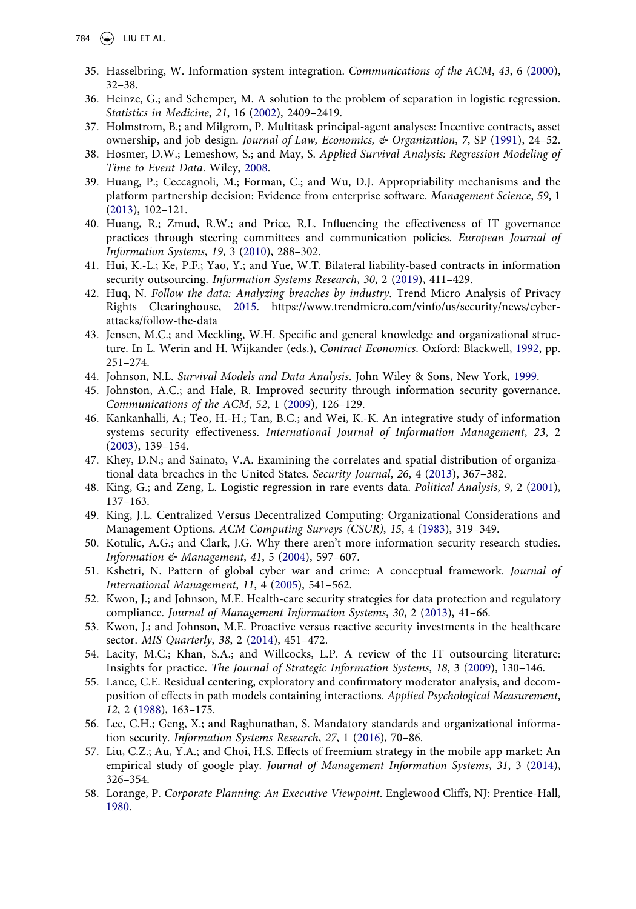35. Hasselbring, W. Information system integration. *Communications of the ACM*, *43*, 6 (2000), 32–38.
36. Heinze, G.; and Schemper, M. A solution to the problem of separation in logistic regression. *Statistics in Medicine*, *21*, 16 (2002), 2409–2419.
37. Holmstrom, B.; and Milgrom, P. Multitask principal-agent analyses: Incentive contracts, asset ownership, and job design. *Journal of Law, Economics, & Organization*, *7*, SP (1991), 24–52.
38. Hosmer, D.W.; Lemeshow, S.; and May, S. *Applied Survival Analysis: Regression Modeling of Time to Event Data*. Wiley, 2008.
39. Huang, P.; Ceccagnoli, M.; Forman, C.; and Wu, D.J. Appropriability mechanisms and the platform partnership decision: Evidence from enterprise software. *Management Science*, *59*, 1 (2013), 102–121.
40. Huang, R.; Zmud, R.W.; and Price, R.L. Influencing the effectiveness of IT governance practices through steering committees and communication policies. *European Journal of Information Systems*, *19*, 3 (2010), 288–302.
41. Hui, K.-L.; Ke, P.F.; Yao, Y.; and Yue, W.T. Bilateral liability-based contracts in information security outsourcing. *Information Systems Research*, *30*, 2 (2019), 411–429.
42. Huq, N. *Follow the data: Analyzing breaches by industry*. Trend Micro Analysis of Privacy Rights Clearinghouse, 2015. https://www.trendmicro.com/vinfo/us/security/news/cyber-attacks/follow-the-data
43. Jensen, M.C.; and Meckling, W.H. Specific and general knowledge and organizational structure. In L. Werin and H. Wijkander (eds.), *Contract Economics*. Oxford: Blackwell, 1992, pp. 251–274.
44. Johnson, N.L. *Survival Models and Data Analysis*. John Wiley & Sons, New York, 1999.
45. Johnston, A.C.; and Hale, R. Improved security through information security governance. *Communications of the ACM*, *52*, 1 (2009), 126–129.
46. Kankanhalli, A.; Teo, H.-H.; Tan, B.C.; and Wei, K.-K. An integrative study of information systems security effectiveness. *International Journal of Information Management*, *23*, 2 (2003), 139–154.
47. Khey, D.N.; and Sainato, V.A. Examining the correlates and spatial distribution of organizational data breaches in the United States. *Security Journal*, *26*, 4 (2013), 367–382.
48. King, G.; and Zeng, L. Logistic regression in rare events data. *Political Analysis*, *9*, 2 (2001), 137–163.
49. King, J.L. Centralized Versus Decentralized Computing: Organizational Considerations and Management Options. *ACM Computing Surveys (CSUR)*, *15*, 4 (1983), 319–349.
50. Kotulic, A.G.; and Clark, J.G. Why there aren't more information security research studies. *Information & Management*, *41*, 5 (2004), 597–607.
51. Kshetri, N. Pattern of global cyber war and crime: A conceptual framework. *Journal of International Management*, *11*, 4 (2005), 541–562.
52. Kwon, J.; and Johnson, M.E. Health-care security strategies for data protection and regulatory compliance. *Journal of Management Information Systems*, *30*, 2 (2013), 41–66.
53. Kwon, J.; and Johnson, M.E. Proactive versus reactive security investments in the healthcare sector. *MIS Quarterly*, *38*, 2 (2014), 451–472.
54. Lacity, M.C.; Khan, S.A.; and Willcocks, L.P. A review of the IT outsourcing literature: Insights for practice. *The Journal of Strategic Information Systems*, *18*, 3 (2009), 130–146.
55. Lance, C.E. Residual centering, exploratory and confirmatory moderator analysis, and decomposition of effects in path models containing interactions. *Applied Psychological Measurement*, *12*, 2 (1988), 163–175.
56. Lee, C.H.; Geng, X.; and Raghunathan, S. Mandatory standards and organizational information security. *Information Systems Research*, *27*, 1 (2016), 70–86.
57. Liu, C.Z.; Au, Y.A.; and Choi, H.S. Effects of freemium strategy in the mobile app market: An empirical study of google play. *Journal of Management Information Systems*, *31*, 3 (2014), 326–354.
58. Lorange, P. *Corporate Planning: An Executive Viewpoint*. Englewood Cliffs, NJ: Prentice-Hall, 1980.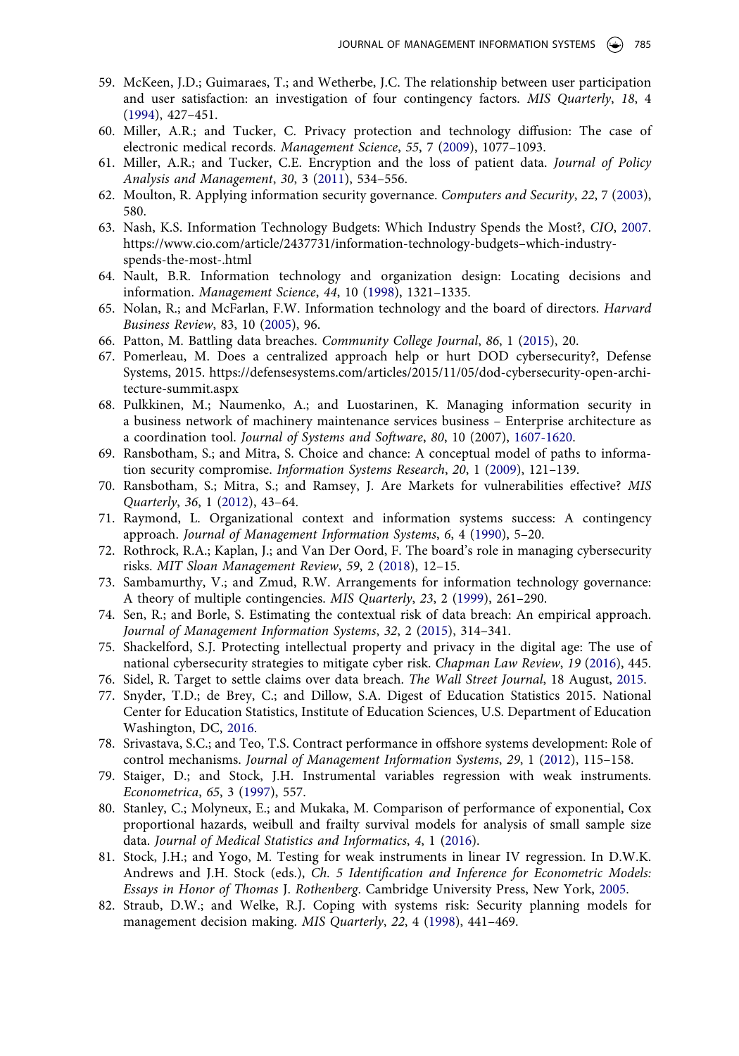59. McKeen, J.D.; Guimaraes, T.; and Wetherbe, J.C. The relationship between user participation and user satisfaction: an investigation of four contingency factors. *MIS Quarterly*, *18*, 4 (1994), 427–451.
60. Miller, A.R.; and Tucker, C. Privacy protection and technology diffusion: The case of electronic medical records. *Management Science*, *55*, 7 (2009), 1077–1093.
61. Miller, A.R.; and Tucker, C.E. Encryption and the loss of patient data. *Journal of Policy Analysis and Management*, *30*, 3 (2011), 534–556.
62. Moulton, R. Applying information security governance. *Computers and Security*, *22*, 7 (2003), 580.
63. Nash, K.S. Information Technology Budgets: Which Industry Spends the Most?, *CIO*, 2007. https://www.cio.com/article/2437731/information-technology-budgets–which-industry-spends-the-most-.html
64. Nault, B.R. Information technology and organization design: Locating decisions and information. *Management Science*, *44*, 10 (1998), 1321–1335.
65. Nolan, R.; and McFarlan, F.W. Information technology and the board of directors. *Harvard Business Review*, 83, 10 (2005), 96.
66. Patton, M. Battling data breaches. *Community College Journal*, *86*, 1 (2015), 20.
67. Pomerleau, M. Does a centralized approach help or hurt DOD cybersecurity?, Defense Systems, 2015. https://defensesystems.com/articles/2015/11/05/dod-cybersecurity-open-architecture-summit.aspx
68. Pulkkinen, M.; Naumenko, A.; and Luostarinen, K. Managing information security in a business network of machinery maintenance services business – Enterprise architecture as a coordination tool. *Journal of Systems and Software*, *80*, 10 (2007), 1607-1620.
69. Ransbotham, S.; and Mitra, S. Choice and chance: A conceptual model of paths to information security compromise. *Information Systems Research*, *20*, 1 (2009), 121–139.
70. Ransbotham, S.; Mitra, S.; and Ramsey, J. Are Markets for vulnerabilities effective? *MIS Quarterly*, *36*, 1 (2012), 43–64.
71. Raymond, L. Organizational context and information systems success: A contingency approach. *Journal of Management Information Systems*, *6*, 4 (1990), 5–20.
72. Rothrock, R.A.; Kaplan, J.; and Van Der Oord, F. The board's role in managing cybersecurity risks. *MIT Sloan Management Review*, *59*, 2 (2018), 12–15.
73. Sambamurthy, V.; and Zmud, R.W. Arrangements for information technology governance: A theory of multiple contingencies. *MIS Quarterly*, *23*, 2 (1999), 261–290.
74. Sen, R.; and Borle, S. Estimating the contextual risk of data breach: An empirical approach. *Journal of Management Information Systems*, *32*, 2 (2015), 314–341.
75. Shackelford, S.J. Protecting intellectual property and privacy in the digital age: The use of national cybersecurity strategies to mitigate cyber risk. *Chapman Law Review*, *19* (2016), 445.
76. Sidel, R. Target to settle claims over data breach. *The Wall Street Journal*, 18 August, 2015.
77. Snyder, T.D.; de Brey, C.; and Dillow, S.A. Digest of Education Statistics 2015. National Center for Education Statistics, Institute of Education Sciences, U.S. Department of Education Washington, DC, 2016.
78. Srivastava, S.C.; and Teo, T.S. Contract performance in offshore systems development: Role of control mechanisms. *Journal of Management Information Systems*, *29*, 1 (2012), 115–158.
79. Staiger, D.; and Stock, J.H. Instrumental variables regression with weak instruments. *Econometrica*, *65*, 3 (1997), 557.
80. Stanley, C.; Molyneux, E.; and Mukaka, M. Comparison of performance of exponential, Cox proportional hazards, weibull and frailty survival models for analysis of small sample size data. *Journal of Medical Statistics and Informatics*, *4*, 1 (2016).
81. Stock, J.H.; and Yogo, M. Testing for weak instruments in linear IV regression. In D.W.K. Andrews and J.H. Stock (eds.), *Ch. 5 Identification and Inference for Econometric Models: Essays in Honor of Thomas* J. *Rothenberg*. Cambridge University Press, New York, 2005.
82. Straub, D.W.; and Welke, R.J. Coping with systems risk: Security planning models for management decision making. *MIS Quarterly*, *22*, 4 (1998), 441–469.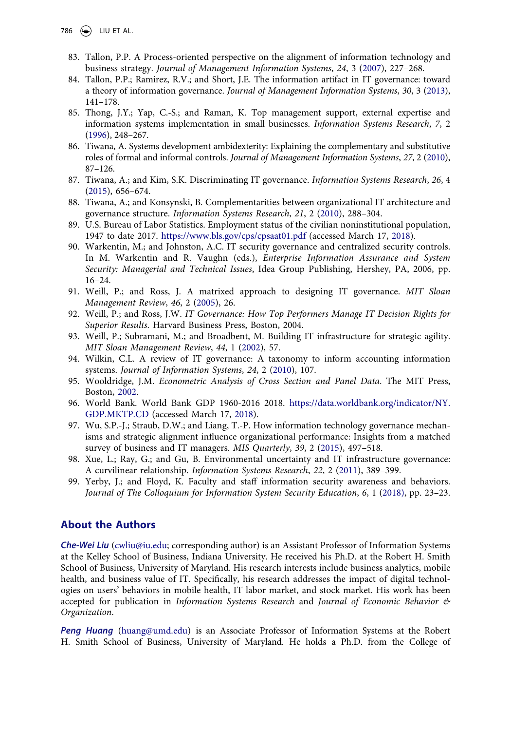83. Tallon, P.P. A Process-oriented perspective on the alignment of information technology and business strategy. *Journal of Management Information Systems*, *24*, 3 (2007), 227–268.
84. Tallon, P.P.; Ramirez, R.V.; and Short, J.E. The information artifact in IT governance: toward a theory of information governance. *Journal of Management Information Systems*, *30*, 3 (2013), 141–178.
85. Thong, J.Y.; Yap, C.-S.; and Raman, K. Top management support, external expertise and information systems implementation in small businesses. *Information Systems Research*, *7*, 2 (1996), 248–267.
86. Tiwana, A. Systems development ambidexterity: Explaining the complementary and substitutive roles of formal and informal controls. *Journal of Management Information Systems*, *27*, 2 (2010), 87–126.
87. Tiwana, A.; and Kim, S.K. Discriminating IT governance. *Information Systems Research*, *26*, 4 (2015), 656–674.
88. Tiwana, A.; and Konsynski, B. Complementarities between organizational IT architecture and governance structure. *Information Systems Research*, *21*, 2 (2010), 288–304.
89. U.S. Bureau of Labor Statistics. Employment status of the civilian noninstitutional population, 1947 to date 2017. https://www.bls.gov/cps/cpsaat01.pdf (accessed March 17, 2018).
90. Warkentin, M.; and Johnston, A.C. IT security governance and centralized security controls. In M. Warkentin and R. Vaughn (eds.), *Enterprise Information Assurance and System Security: Managerial and Technical Issues*, Idea Group Publishing, Hershey, PA, 2006, pp. 16–24.
91. Weill, P.; and Ross, J. A matrixed approach to designing IT governance. *MIT Sloan Management Review*, *46*, 2 (2005), 26.
92. Weill, P.; and Ross, J.W. *IT Governance: How Top Performers Manage IT Decision Rights for Superior Results*. Harvard Business Press, Boston, 2004.
93. Weill, P.; Subramani, M.; and Broadbent, M. Building IT infrastructure for strategic agility. *MIT Sloan Management Review*, *44*, 1 (2002), 57.
94. Wilkin, C.L. A review of IT governance: A taxonomy to inform accounting information systems. *Journal of Information Systems*, *24*, 2 (2010), 107.
95. Wooldridge, J.M. *Econometric Analysis of Cross Section and Panel Data*. The MIT Press, Boston, 2002.
96. World Bank. World Bank GDP 1960-2016 2018. https://data.worldbank.org/indicator/NY.GDP.MKTP.CD (accessed March 17, 2018).
97. Wu, S.P.-J.; Straub, D.W.; and Liang, T.-P. How information technology governance mechanisms and strategic alignment influence organizational performance: Insights from a matched survey of business and IT managers. *MIS Quarterly*, *39*, 2 (2015), 497–518.
98. Xue, L.; Ray, G.; and Gu, B. Environmental uncertainty and IT infrastructure governance: A curvilinear relationship. *Information Systems Research*, *22*, 2 (2011), 389–399.
99. Yerby, J.; and Floyd, K. Faculty and staff information security awareness and behaviors. *Journal of The Colloquium for Information System Security Education*, *6*, 1 (2018), pp. 23–23.

## About the Authors

***Che-Wei Liu*** (cwliu@iu.edu; corresponding author) is an Assistant Professor of Information Systems at the Kelley School of Business, Indiana University. He received his Ph.D. at the Robert H. Smith School of Business, University of Maryland. His research interests include business analytics, mobile health, and business value of IT. Specifically, his research addresses the impact of digital technologies on users' behaviors in mobile health, IT labor market, and stock market. His work has been accepted for publication in *Information Systems Research* and *Journal of Economic Behavior & Organization*.

***Peng Huang*** (huang@umd.edu) is an Associate Professor of Information Systems at the Robert H. Smith School of Business, University of Maryland. He holds a Ph.D. from the College of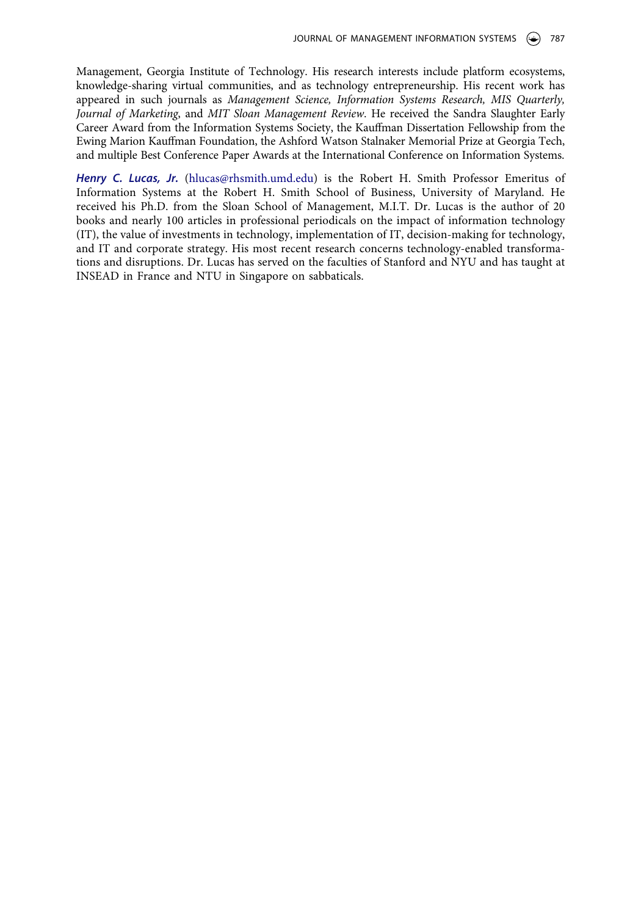Management, Georgia Institute of Technology. His research interests include platform ecosystems, knowledge-sharing virtual communities, and as technology entrepreneurship. His recent work has appeared in such journals as *Management Science, Information Systems Research, MIS Quarterly, Journal of Marketing*, and *MIT Sloan Management Review*. He received the Sandra Slaughter Early Career Award from the Information Systems Society, the Kauffman Dissertation Fellowship from the Ewing Marion Kauffman Foundation, the Ashford Watson Stalnaker Memorial Prize at Georgia Tech, and multiple Best Conference Paper Awards at the International Conference on Information Systems.

***Henry C. Lucas, Jr.*** (hlucas@rhsmith.umd.edu) is the Robert H. Smith Professor Emeritus of Information Systems at the Robert H. Smith School of Business, University of Maryland. He received his Ph.D. from the Sloan School of Management, M.I.T. Dr. Lucas is the author of 20 books and nearly 100 articles in professional periodicals on the impact of information technology (IT), the value of investments in technology, implementation of IT, decision-making for technology, and IT and corporate strategy. His most recent research concerns technology-enabled transformations and disruptions. Dr. Lucas has served on the faculties of Stanford and NYU and has taught at INSEAD in France and NTU in Singapore on sabbaticals.